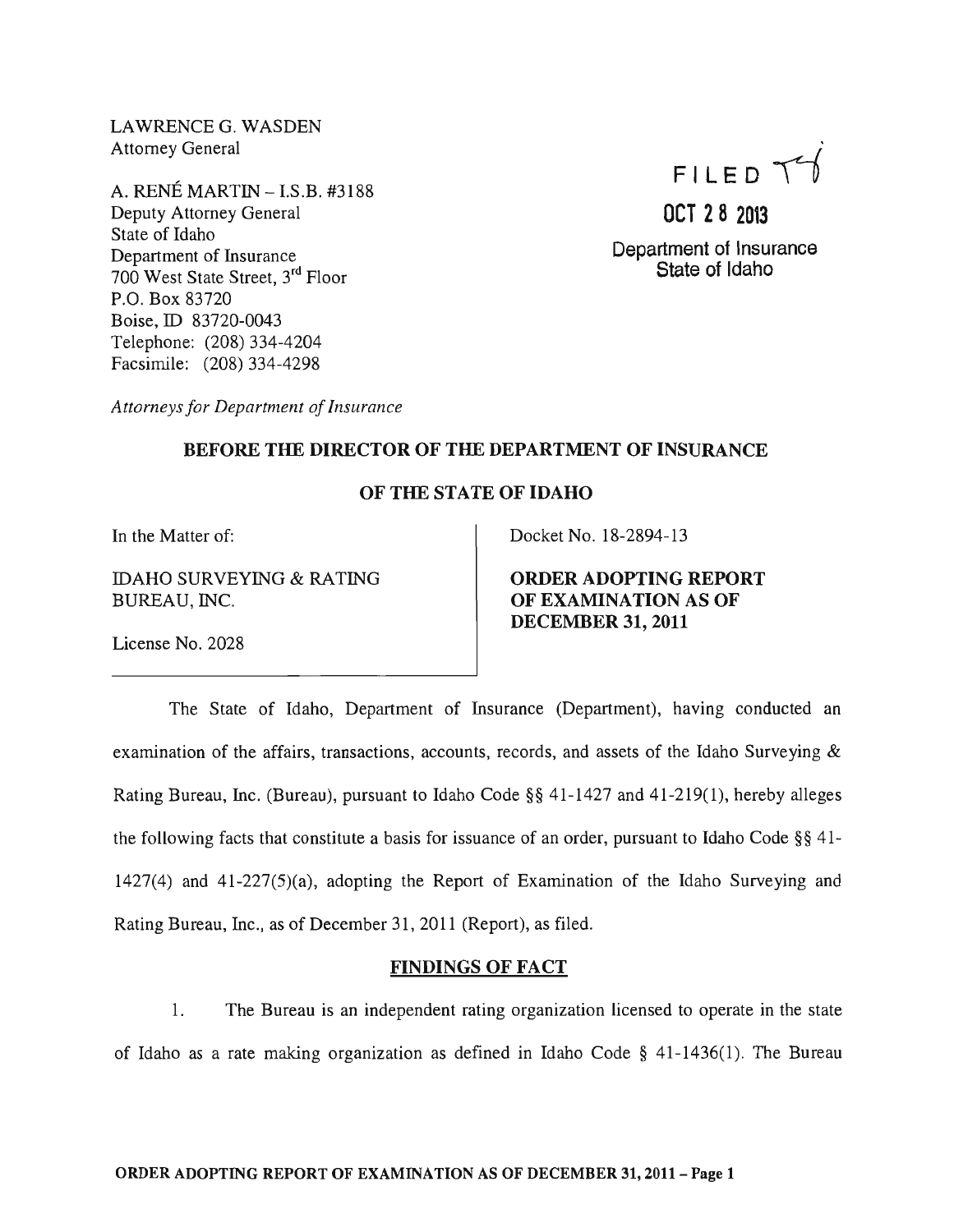LAWRENCE G. WASDEN
Attorney General

A. RENÉ MARTIN – I.S.B. #3188
Deputy Attorney General
State of Idaho
Department of Insurance
700 West State Street, 3rd Floor
P.O. Box 83720
Boise, ID 83720-0043
Telephone: (208) 334-4204
Facsimile: (208) 334-4298

*Attorneys for Department of Insurance*

FILED

OCT 28 2013

Department of Insurance
State of Idaho

**BEFORE THE DIRECTOR OF THE DEPARTMENT OF INSURANCE**

**OF THE STATE OF IDAHO**

In the Matter of:

IDAHO SURVEYING & RATING BUREAU, INC.

License No. 2028

Docket No. 18-2894-13

**ORDER ADOPTING REPORT OF EXAMINATION AS OF DECEMBER 31, 2011**

The State of Idaho, Department of Insurance (Department), having conducted an examination of the affairs, transactions, accounts, records, and assets of the Idaho Surveying & Rating Bureau, Inc. (Bureau), pursuant to Idaho Code §§ 41-1427 and 41-219(1), hereby alleges the following facts that constitute a basis for issuance of an order, pursuant to Idaho Code §§ 41-1427(4) and 41-227(5)(a), adopting the Report of Examination of the Idaho Surveying and Rating Bureau, Inc., as of December 31, 2011 (Report), as filed.

**FINDINGS OF FACT**

1. The Bureau is an independent rating organization licensed to operate in the state of Idaho as a rate making organization as defined in Idaho Code § 41-1436(1). The Bureau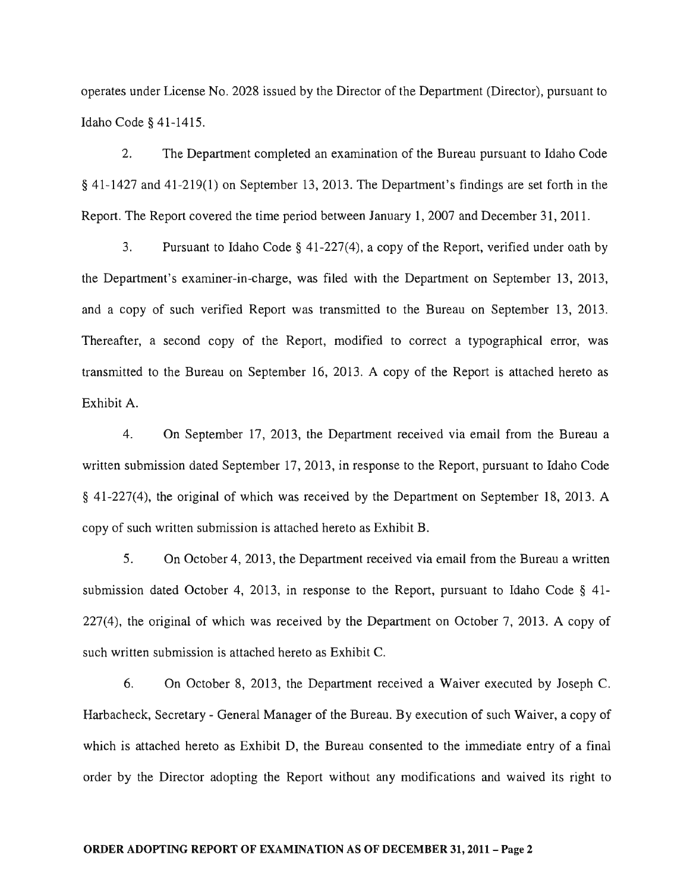operates under License No. 2028 issued by the Director of the Department (Director), pursuant to Idaho Code § 41-1415.

2. The Department completed an examination of the Bureau pursuant to Idaho Code § 41-1427 and 41-219(1) on September 13, 2013. The Department's findings are set forth in the Report. The Report covered the time period between January 1, 2007 and December 31, 2011.

3. Pursuant to Idaho Code § 41-227(4), a copy of the Report, verified under oath by the Department's examiner-in-charge, was filed with the Department on September 13, 2013, and a copy of such verified Report was transmitted to the Bureau on September 13, 2013. Thereafter, a second copy of the Report, modified to correct a typographical error, was transmitted to the Bureau on September 16, 2013. A copy of the Report is attached hereto as Exhibit A.

4. On September 17, 2013, the Department received via email from the Bureau a written submission dated September 17, 2013, in response to the Report, pursuant to Idaho Code § 41-227(4), the original of which was received by the Department on September 18, 2013. A copy of such written submission is attached hereto as Exhibit B.

5. On October 4, 2013, the Department received via email from the Bureau a written submission dated October 4, 2013, in response to the Report, pursuant to Idaho Code § 41-227(4), the original of which was received by the Department on October 7, 2013. A copy of such written submission is attached hereto as Exhibit C.

6. On October 8, 2013, the Department received a Waiver executed by Joseph C. Harbacheck, Secretary - General Manager of the Bureau. By execution of such Waiver, a copy of which is attached hereto as Exhibit D, the Bureau consented to the immediate entry of a final order by the Director adopting the Report without any modifications and waived its right to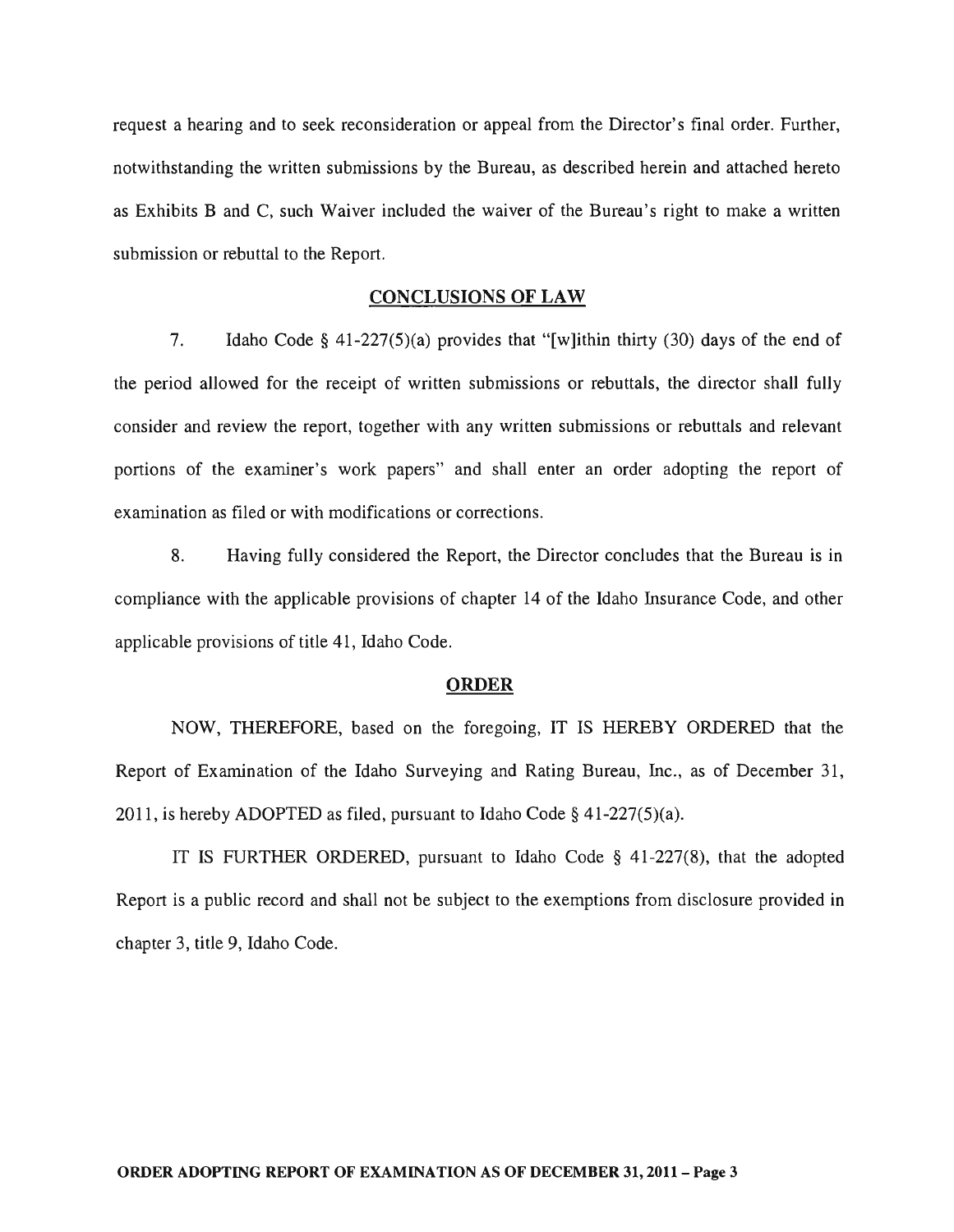request a hearing and to seek reconsideration or appeal from the Director's final order. Further, notwithstanding the written submissions by the Bureau, as described herein and attached hereto as Exhibits B and C, such Waiver included the waiver of the Bureau's right to make a written submission or rebuttal to the Report.

## CONCLUSIONS OF LAW

7. Idaho Code § 41-227(5)(a) provides that "[w]ithin thirty (30) days of the end of the period allowed for the receipt of written submissions or rebuttals, the director shall fully consider and review the report, together with any written submissions or rebuttals and relevant portions of the examiner's work papers" and shall enter an order adopting the report of examination as filed or with modifications or corrections.

8. Having fully considered the Report, the Director concludes that the Bureau is in compliance with the applicable provisions of chapter 14 of the Idaho Insurance Code, and other applicable provisions of title 41, Idaho Code.

## ORDER

NOW, THEREFORE, based on the foregoing, IT IS HEREBY ORDERED that the Report of Examination of the Idaho Surveying and Rating Bureau, Inc., as of December 31, 2011, is hereby ADOPTED as filed, pursuant to Idaho Code § 41-227(5)(a).

IT IS FURTHER ORDERED, pursuant to Idaho Code § 41-227(8), that the adopted Report is a public record and shall not be subject to the exemptions from disclosure provided in chapter 3, title 9, Idaho Code.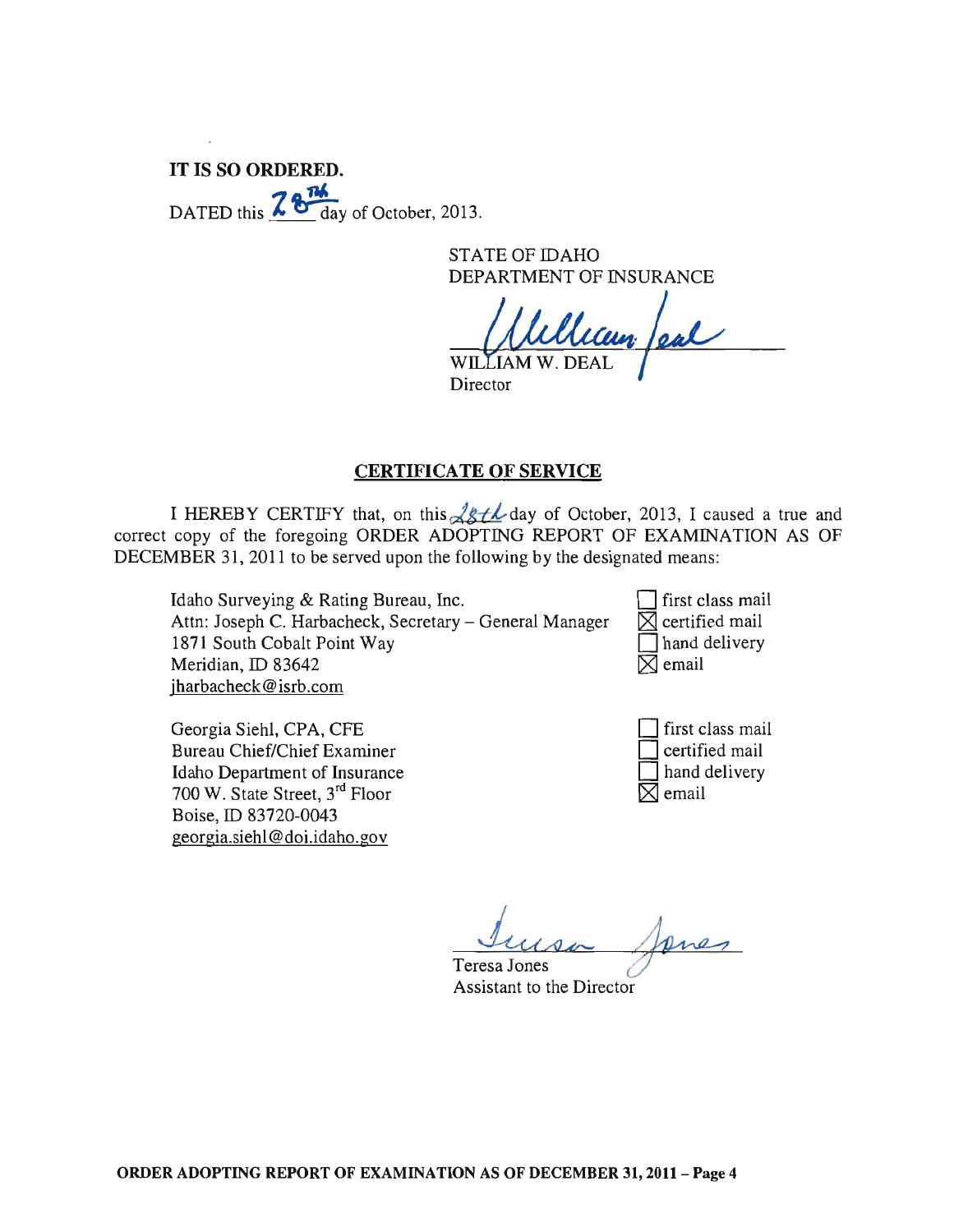**IT IS SO ORDERED.**

DATED this 28th day of October, 2013.

STATE OF IDAHO
DEPARTMENT OF INSURANCE

WILLIAM W. DEAL
Director

## CERTIFICATE OF SERVICE

I HEREBY CERTIFY that, on this 28th day of October, 2013, I caused a true and correct copy of the foregoing ORDER ADOPTING REPORT OF EXAMINATION AS OF DECEMBER 31, 2011 to be served upon the following by the designated means:

Idaho Surveying & Rating Bureau, Inc.
Attn: Joseph C. Harbacheck, Secretary – General Manager
1871 South Cobalt Point Way
Meridian, ID 83642
jharbacheck@isrb.com

- ☐ first class mail
- ☒ certified mail
- ☐ hand delivery
- ☒ email

Georgia Siehl, CPA, CFE
Bureau Chief/Chief Examiner
Idaho Department of Insurance
700 W. State Street, 3rd Floor
Boise, ID 83720-0043
georgia.siehl@doi.idaho.gov

- ☐ first class mail
- ☐ certified mail
- ☐ hand delivery
- ☒ email

Teresa Jones
Assistant to the Director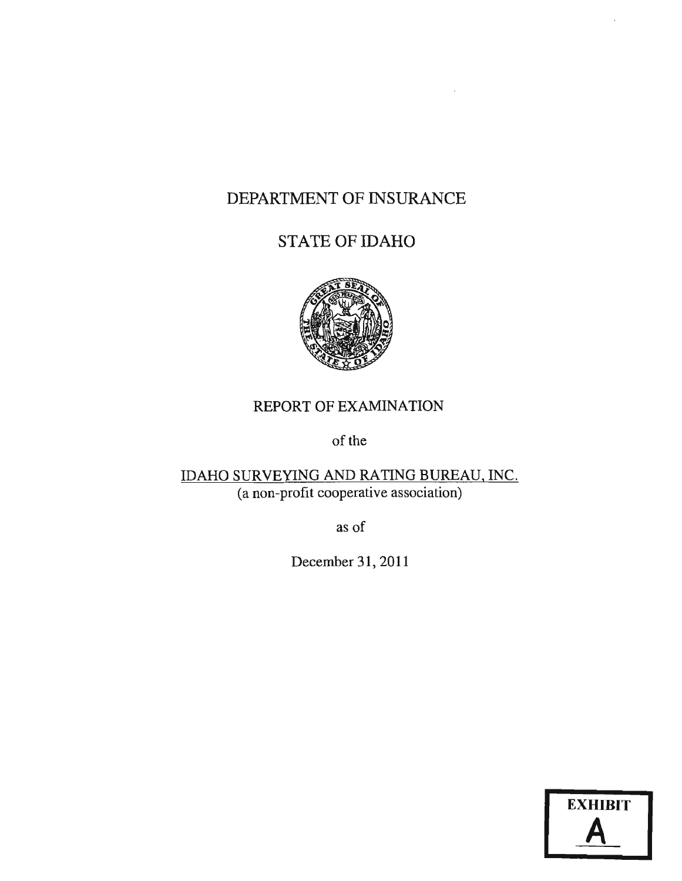# DEPARTMENT OF INSURANCE

# STATE OF IDAHO

## REPORT OF EXAMINATION

of the

IDAHO SURVEYING AND RATING BUREAU, INC.
(a non-profit cooperative association)

as of

December 31, 2011

EXHIBIT
A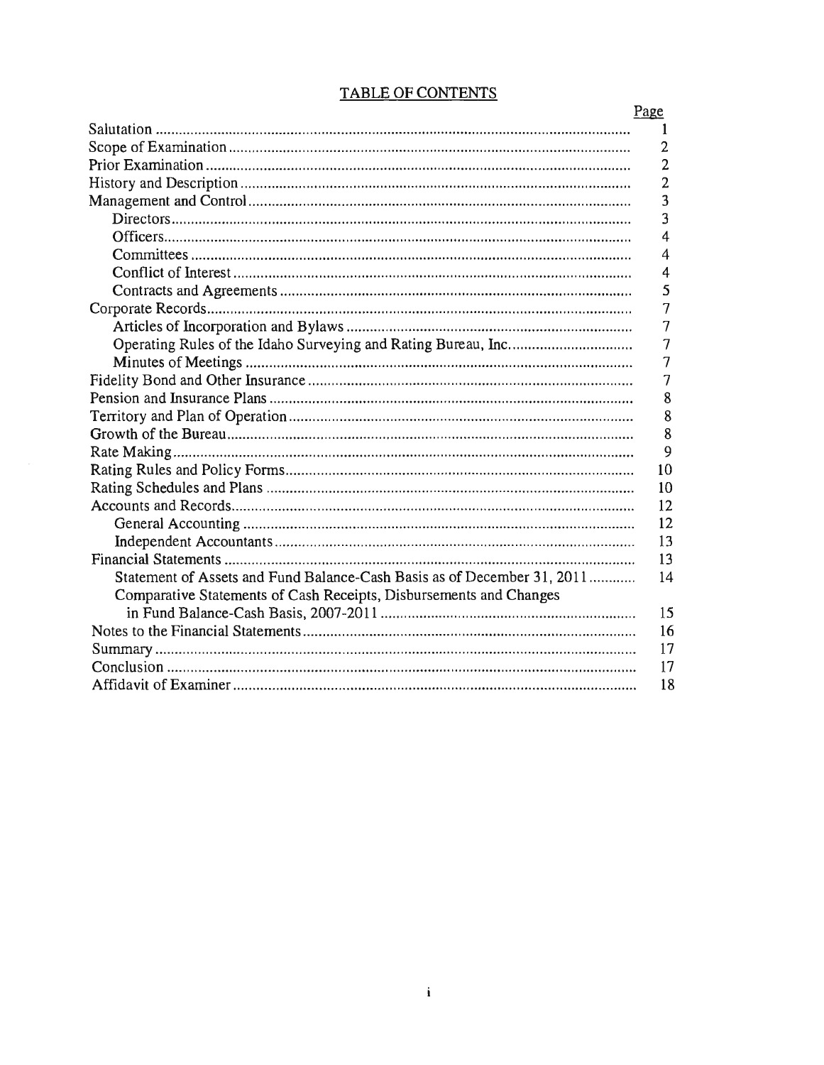## TABLE OF CONTENTS

| | Page |
|---|---|
| Salutation | 1 |
| Scope of Examination | 2 |
| Prior Examination | 2 |
| History and Description | 2 |
| Management and Control | 3 |
| Directors | 3 |
| Officers | 4 |
| Committees | 4 |
| Conflict of Interest | 4 |
| Contracts and Agreements | 5 |
| Corporate Records | 7 |
| Articles of Incorporation and Bylaws | 7 |
| Operating Rules of the Idaho Surveying and Rating Bureau, Inc. | 7 |
| Minutes of Meetings | 7 |
| Fidelity Bond and Other Insurance | 7 |
| Pension and Insurance Plans | 8 |
| Territory and Plan of Operation | 8 |
| Growth of the Bureau | 8 |
| Rate Making | 9 |
| Rating Rules and Policy Forms | 10 |
| Rating Schedules and Plans | 10 |
| Accounts and Records | 12 |
| General Accounting | 12 |
| Independent Accountants | 13 |
| Financial Statements | 13 |
| Statement of Assets and Fund Balance-Cash Basis as of December 31, 2011 | 14 |
| Comparative Statements of Cash Receipts, Disbursements and Changes in Fund Balance-Cash Basis, 2007-2011 | 15 |
| Notes to the Financial Statements | 16 |
| Summary | 17 |
| Conclusion | 17 |
| Affidavit of Examiner | 18 |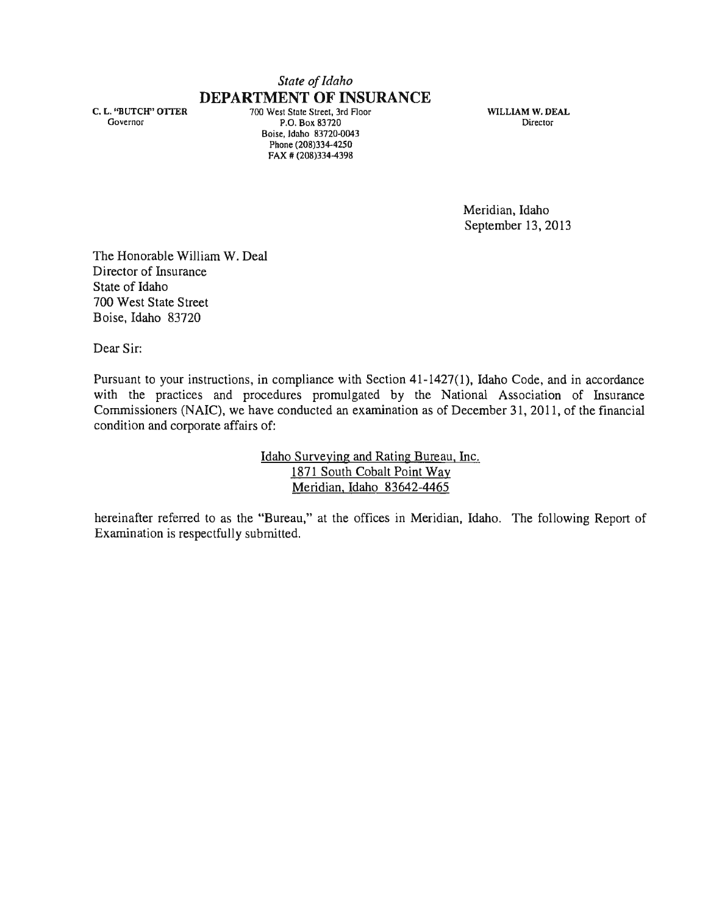*State of Idaho*

# DEPARTMENT OF INSURANCE

**C. L. "BUTCH" OTTER**
Governor

700 West State Street, 3rd Floor
P.O. Box 83720
Boise, Idaho 83720-0043
Phone (208)334-4250
FAX # (208)334-4398

**WILLIAM W. DEAL**
Director

Meridian, Idaho
September 13, 2013

The Honorable William W. Deal
Director of Insurance
State of Idaho
700 West State Street
Boise, Idaho 83720

Dear Sir:

Pursuant to your instructions, in compliance with Section 41-1427(1), Idaho Code, and in accordance with the practices and procedures promulgated by the National Association of Insurance Commissioners (NAIC), we have conducted an examination as of December 31, 2011, of the financial condition and corporate affairs of:

Idaho Surveying and Rating Bureau, Inc.
1871 South Cobalt Point Way
Meridian, Idaho 83642-4465

hereinafter referred to as the "Bureau," at the offices in Meridian, Idaho. The following Report of Examination is respectfully submitted.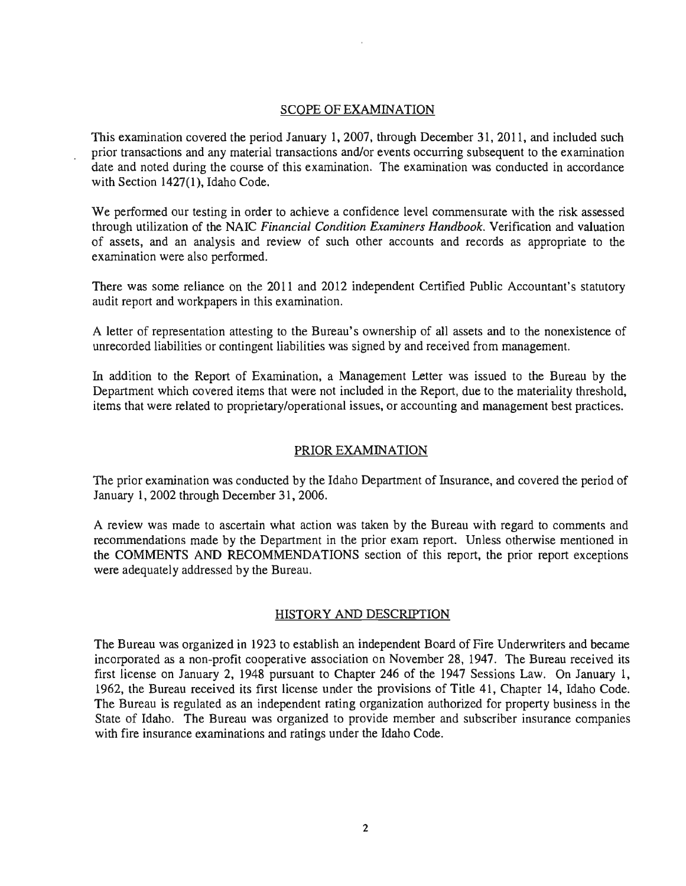## SCOPE OF EXAMINATION

This examination covered the period January 1, 2007, through December 31, 2011, and included such prior transactions and any material transactions and/or events occurring subsequent to the examination date and noted during the course of this examination. The examination was conducted in accordance with Section 1427(1), Idaho Code.

We performed our testing in order to achieve a confidence level commensurate with the risk assessed through utilization of the NAIC *Financial Condition Examiners Handbook*. Verification and valuation of assets, and an analysis and review of such other accounts and records as appropriate to the examination were also performed.

There was some reliance on the 2011 and 2012 independent Certified Public Accountant's statutory audit report and workpapers in this examination.

A letter of representation attesting to the Bureau's ownership of all assets and to the nonexistence of unrecorded liabilities or contingent liabilities was signed by and received from management.

In addition to the Report of Examination, a Management Letter was issued to the Bureau by the Department which covered items that were not included in the Report, due to the materiality threshold, items that were related to proprietary/operational issues, or accounting and management best practices.

## PRIOR EXAMINATION

The prior examination was conducted by the Idaho Department of Insurance, and covered the period of January 1, 2002 through December 31, 2006.

A review was made to ascertain what action was taken by the Bureau with regard to comments and recommendations made by the Department in the prior exam report. Unless otherwise mentioned in the COMMENTS AND RECOMMENDATIONS section of this report, the prior report exceptions were adequately addressed by the Bureau.

## HISTORY AND DESCRIPTION

The Bureau was organized in 1923 to establish an independent Board of Fire Underwriters and became incorporated as a non-profit cooperative association on November 28, 1947. The Bureau received its first license on January 2, 1948 pursuant to Chapter 246 of the 1947 Sessions Law. On January 1, 1962, the Bureau received its first license under the provisions of Title 41, Chapter 14, Idaho Code. The Bureau is regulated as an independent rating organization authorized for property business in the State of Idaho. The Bureau was organized to provide member and subscriber insurance companies with fire insurance examinations and ratings under the Idaho Code.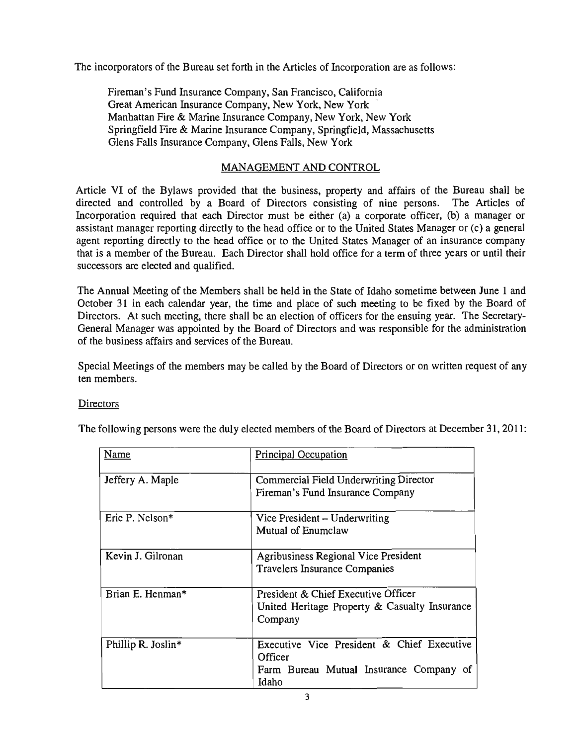The incorporators of the Bureau set forth in the Articles of Incorporation are as follows:

Fireman's Fund Insurance Company, San Francisco, California
Great American Insurance Company, New York, New York
Manhattan Fire & Marine Insurance Company, New York, New York
Springfield Fire & Marine Insurance Company, Springfield, Massachusetts
Glens Falls Insurance Company, Glens Falls, New York

## MANAGEMENT AND CONTROL

Article VI of the Bylaws provided that the business, property and affairs of the Bureau shall be directed and controlled by a Board of Directors consisting of nine persons. The Articles of Incorporation required that each Director must be either (a) a corporate officer, (b) a manager or assistant manager reporting directly to the head office or to the United States Manager or (c) a general agent reporting directly to the head office or to the United States Manager of an insurance company that is a member of the Bureau. Each Director shall hold office for a term of three years or until their successors are elected and qualified.

The Annual Meeting of the Members shall be held in the State of Idaho sometime between June 1 and October 31 in each calendar year, the time and place of such meeting to be fixed by the Board of Directors. At such meeting, there shall be an election of officers for the ensuing year. The Secretary-General Manager was appointed by the Board of Directors and was responsible for the administration of the business affairs and services of the Bureau.

Special Meetings of the members may be called by the Board of Directors or on written request of any ten members.

### Directors

The following persons were the duly elected members of the Board of Directors at December 31, 2011:

| Name | Principal Occupation |
|---|---|
| Jeffery A. Maple | Commercial Field Underwriting Director<br>Fireman's Fund Insurance Company |
| Eric P. Nelson* | Vice President – Underwriting<br>Mutual of Enumclaw |
| Kevin J. Gilronan | Agribusiness Regional Vice President<br>Travelers Insurance Companies |
| Brian E. Henman* | President & Chief Executive Officer<br>United Heritage Property & Casualty Insurance Company |
| Phillip R. Joslin* | Executive Vice President & Chief Executive Officer<br>Farm Bureau Mutual Insurance Company of Idaho |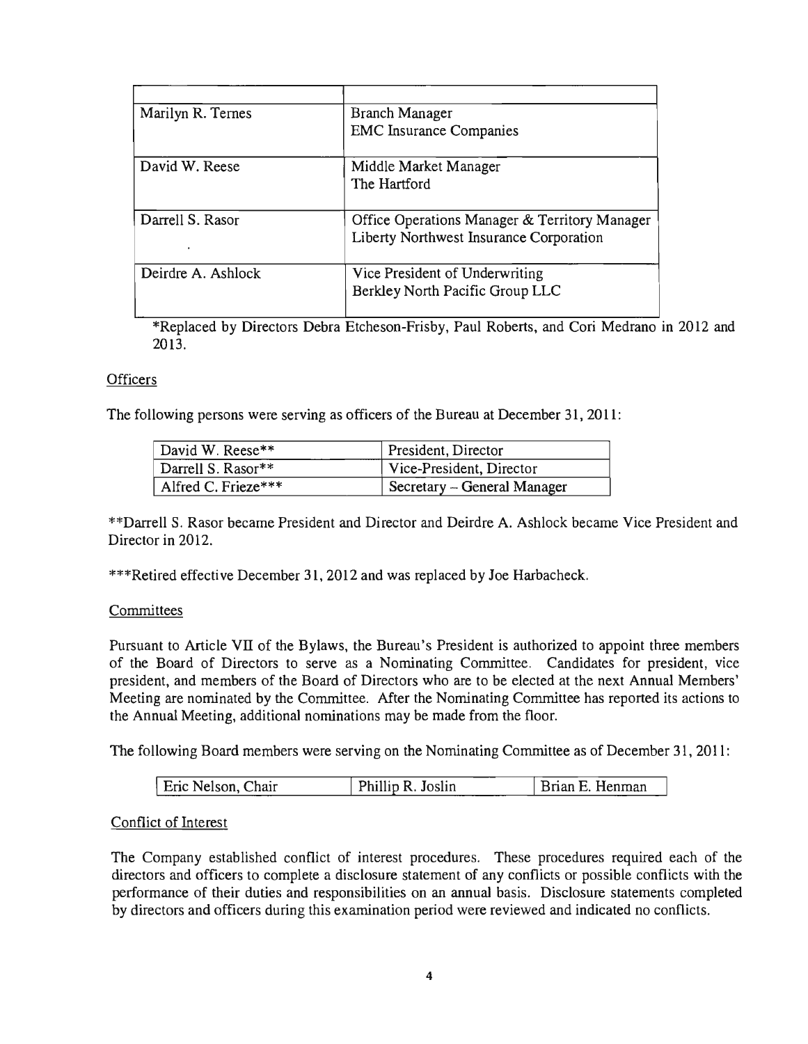| | |
|---|---|
| Marilyn R. Ternes | Branch Manager<br>EMC Insurance Companies |
| David W. Reese | Middle Market Manager<br>The Hartford |
| Darrell S. Rasor | Office Operations Manager & Territory Manager<br>Liberty Northwest Insurance Corporation |
| Deirdre A. Ashlock | Vice President of Underwriting<br>Berkley North Pacific Group LLC |

*Replaced by Directors Debra Etcheson-Frisby, Paul Roberts, and Cori Medrano in 2012 and 2013.

### Officers

The following persons were serving as officers of the Bureau at December 31, 2011:

| | |
|---|---|
| David W. Reese** | President, Director |
| Darrell S. Rasor** | Vice-President, Director |
| Alfred C. Frieze*** | Secretary – General Manager |

**Darrell S. Rasor became President and Director and Deirdre A. Ashlock became Vice President and Director in 2012.

***Retired effective December 31, 2012 and was replaced by Joe Harbacheck.

### Committees

Pursuant to Article VII of the Bylaws, the Bureau's President is authorized to appoint three members of the Board of Directors to serve as a Nominating Committee. Candidates for president, vice president, and members of the Board of Directors who are to be elected at the next Annual Members' Meeting are nominated by the Committee. After the Nominating Committee has reported its actions to the Annual Meeting, additional nominations may be made from the floor.

The following Board members were serving on the Nominating Committee as of December 31, 2011:

| | | |
|---|---|---|
| Eric Nelson, Chair | Phillip R. Joslin | Brian E. Henman |

### Conflict of Interest

The Company established conflict of interest procedures. These procedures required each of the directors and officers to complete a disclosure statement of any conflicts or possible conflicts with the performance of their duties and responsibilities on an annual basis. Disclosure statements completed by directors and officers during this examination period were reviewed and indicated no conflicts.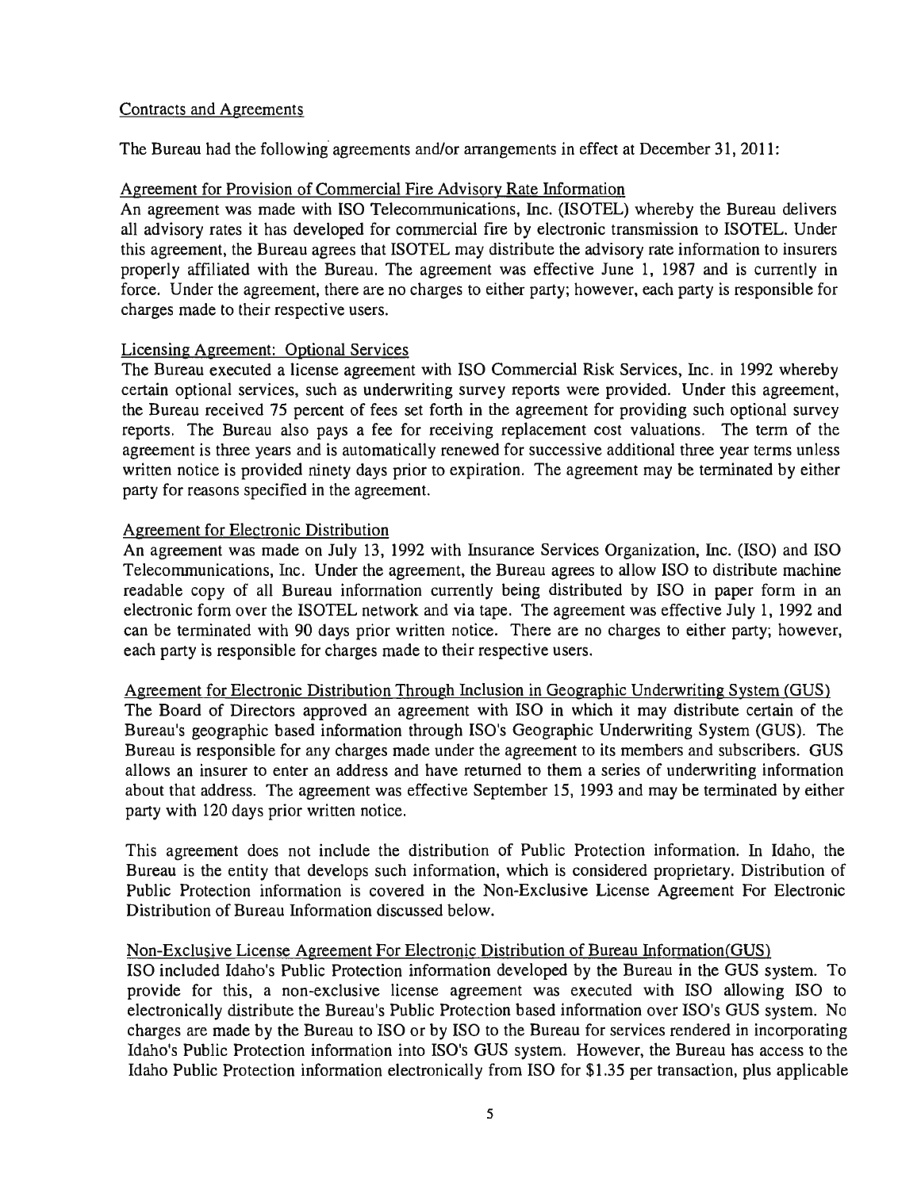Contracts and Agreements

The Bureau had the following agreements and/or arrangements in effect at December 31, 2011:

Agreement for Provision of Commercial Fire Advisory Rate Information

An agreement was made with ISO Telecommunications, Inc. (ISOTEL) whereby the Bureau delivers all advisory rates it has developed for commercial fire by electronic transmission to ISOTEL. Under this agreement, the Bureau agrees that ISOTEL may distribute the advisory rate information to insurers properly affiliated with the Bureau. The agreement was effective June 1, 1987 and is currently in force. Under the agreement, there are no charges to either party; however, each party is responsible for charges made to their respective users.

Licensing Agreement: Optional Services

The Bureau executed a license agreement with ISO Commercial Risk Services, Inc. in 1992 whereby certain optional services, such as underwriting survey reports were provided. Under this agreement, the Bureau received 75 percent of fees set forth in the agreement for providing such optional survey reports. The Bureau also pays a fee for receiving replacement cost valuations. The term of the agreement is three years and is automatically renewed for successive additional three year terms unless written notice is provided ninety days prior to expiration. The agreement may be terminated by either party for reasons specified in the agreement.

Agreement for Electronic Distribution

An agreement was made on July 13, 1992 with Insurance Services Organization, Inc. (ISO) and ISO Telecommunications, Inc. Under the agreement, the Bureau agrees to allow ISO to distribute machine readable copy of all Bureau information currently being distributed by ISO in paper form in an electronic form over the ISOTEL network and via tape. The agreement was effective July 1, 1992 and can be terminated with 90 days prior written notice. There are no charges to either party; however, each party is responsible for charges made to their respective users.

Agreement for Electronic Distribution Through Inclusion in Geographic Underwriting System (GUS)

The Board of Directors approved an agreement with ISO in which it may distribute certain of the Bureau's geographic based information through ISO's Geographic Underwriting System (GUS). The Bureau is responsible for any charges made under the agreement to its members and subscribers. GUS allows an insurer to enter an address and have returned to them a series of underwriting information about that address. The agreement was effective September 15, 1993 and may be terminated by either party with 120 days prior written notice.

This agreement does not include the distribution of Public Protection information. In Idaho, the Bureau is the entity that develops such information, which is considered proprietary. Distribution of Public Protection information is covered in the Non-Exclusive License Agreement For Electronic Distribution of Bureau Information discussed below.

Non-Exclusive License Agreement For Electronic Distribution of Bureau Information(GUS)

ISO included Idaho's Public Protection information developed by the Bureau in the GUS system. To provide for this, a non-exclusive license agreement was executed with ISO allowing ISO to electronically distribute the Bureau's Public Protection based information over ISO's GUS system. No charges are made by the Bureau to ISO or by ISO to the Bureau for services rendered in incorporating Idaho's Public Protection information into ISO's GUS system. However, the Bureau has access to the Idaho Public Protection information electronically from ISO for $1.35 per transaction, plus applicable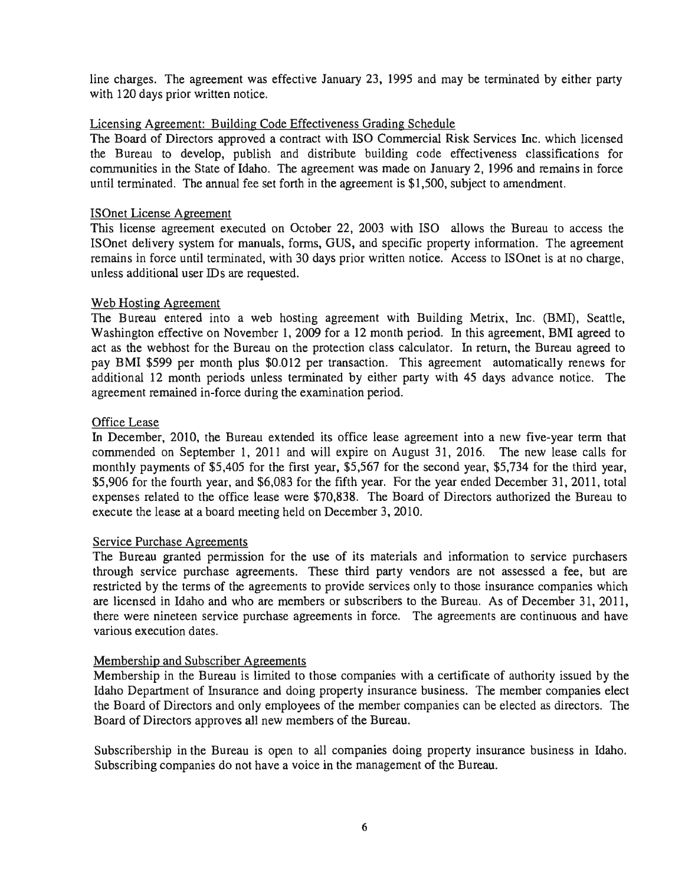line charges. The agreement was effective January 23, 1995 and may be terminated by either party with 120 days prior written notice.

Licensing Agreement: Building Code Effectiveness Grading Schedule

The Board of Directors approved a contract with ISO Commercial Risk Services Inc. which licensed the Bureau to develop, publish and distribute building code effectiveness classifications for communities in the State of Idaho. The agreement was made on January 2, 1996 and remains in force until terminated. The annual fee set forth in the agreement is $1,500, subject to amendment.

ISOnet License Agreement

This license agreement executed on October 22, 2003 with ISO allows the Bureau to access the ISOnet delivery system for manuals, forms, GUS, and specific property information. The agreement remains in force until terminated, with 30 days prior written notice. Access to ISOnet is at no charge, unless additional user IDs are requested.

Web Hosting Agreement

The Bureau entered into a web hosting agreement with Building Metrix, Inc. (BMI), Seattle, Washington effective on November 1, 2009 for a 12 month period. In this agreement, BMI agreed to act as the webhost for the Bureau on the protection class calculator. In return, the Bureau agreed to pay BMI $599 per month plus $0.012 per transaction. This agreement automatically renews for additional 12 month periods unless terminated by either party with 45 days advance notice. The agreement remained in-force during the examination period.

Office Lease

In December, 2010, the Bureau extended its office lease agreement into a new five-year term that commended on September 1, 2011 and will expire on August 31, 2016. The new lease calls for monthly payments of $5,405 for the first year, $5,567 for the second year, $5,734 for the third year, $5,906 for the fourth year, and $6,083 for the fifth year. For the year ended December 31, 2011, total expenses related to the office lease were $70,838. The Board of Directors authorized the Bureau to execute the lease at a board meeting held on December 3, 2010.

Service Purchase Agreements

The Bureau granted permission for the use of its materials and information to service purchasers through service purchase agreements. These third party vendors are not assessed a fee, but are restricted by the terms of the agreements to provide services only to those insurance companies which are licensed in Idaho and who are members or subscribers to the Bureau. As of December 31, 2011, there were nineteen service purchase agreements in force. The agreements are continuous and have various execution dates.

Membership and Subscriber Agreements

Membership in the Bureau is limited to those companies with a certificate of authority issued by the Idaho Department of Insurance and doing property insurance business. The member companies elect the Board of Directors and only employees of the member companies can be elected as directors. The Board of Directors approves all new members of the Bureau.

Subscribership in the Bureau is open to all companies doing property insurance business in Idaho. Subscribing companies do not have a voice in the management of the Bureau.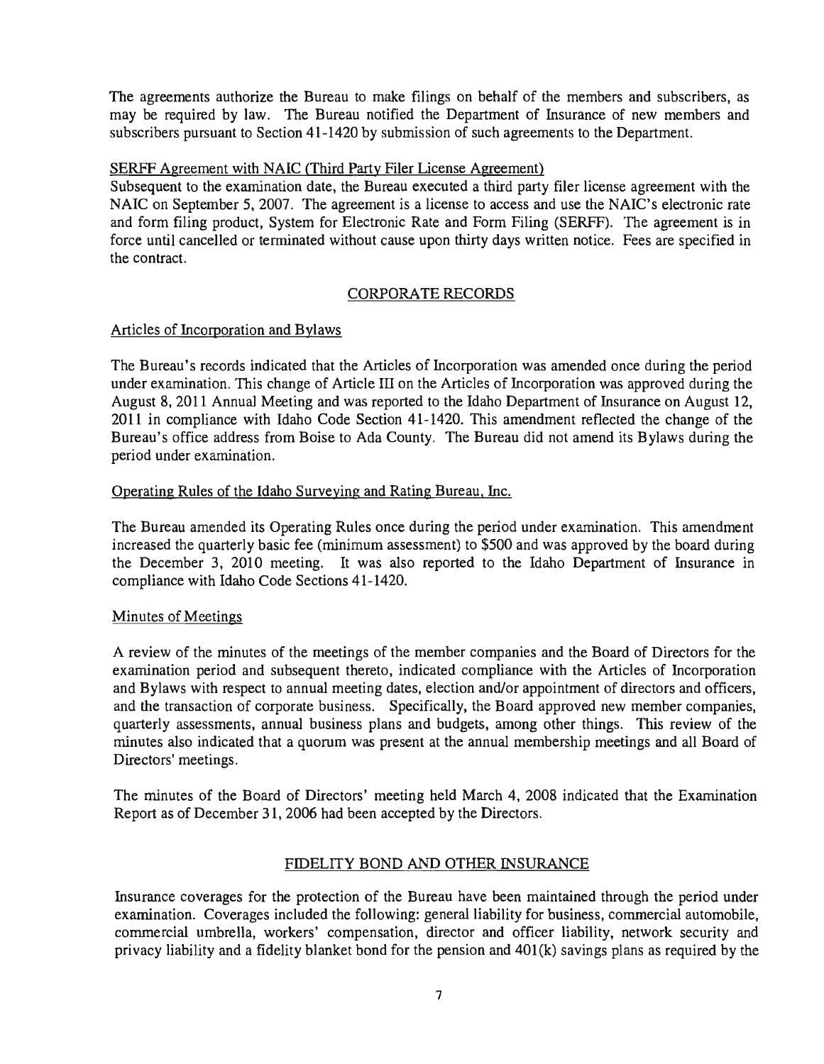The agreements authorize the Bureau to make filings on behalf of the members and subscribers, as may be required by law. The Bureau notified the Department of Insurance of new members and subscribers pursuant to Section 41-1420 by submission of such agreements to the Department.

SERFF Agreement with NAIC (Third Party Filer License Agreement)

Subsequent to the examination date, the Bureau executed a third party filer license agreement with the NAIC on September 5, 2007. The agreement is a license to access and use the NAIC's electronic rate and form filing product, System for Electronic Rate and Form Filing (SERFF). The agreement is in force until cancelled or terminated without cause upon thirty days written notice. Fees are specified in the contract.

## CORPORATE RECORDS

### Articles of Incorporation and Bylaws

The Bureau's records indicated that the Articles of Incorporation was amended once during the period under examination. This change of Article III on the Articles of Incorporation was approved during the August 8, 2011 Annual Meeting and was reported to the Idaho Department of Insurance on August 12, 2011 in compliance with Idaho Code Section 41-1420. This amendment reflected the change of the Bureau's office address from Boise to Ada County. The Bureau did not amend its Bylaws during the period under examination.

### Operating Rules of the Idaho Surveying and Rating Bureau, Inc.

The Bureau amended its Operating Rules once during the period under examination. This amendment increased the quarterly basic fee (minimum assessment) to $500 and was approved by the board during the December 3, 2010 meeting. It was also reported to the Idaho Department of Insurance in compliance with Idaho Code Sections 41-1420.

### Minutes of Meetings

A review of the minutes of the meetings of the member companies and the Board of Directors for the examination period and subsequent thereto, indicated compliance with the Articles of Incorporation and Bylaws with respect to annual meeting dates, election and/or appointment of directors and officers, and the transaction of corporate business. Specifically, the Board approved new member companies, quarterly assessments, annual business plans and budgets, among other things. This review of the minutes also indicated that a quorum was present at the annual membership meetings and all Board of Directors' meetings.

The minutes of the Board of Directors' meeting held March 4, 2008 indicated that the Examination Report as of December 31, 2006 had been accepted by the Directors.

## FIDELITY BOND AND OTHER INSURANCE

Insurance coverages for the protection of the Bureau have been maintained through the period under examination. Coverages included the following: general liability for business, commercial automobile, commercial umbrella, workers' compensation, director and officer liability, network security and privacy liability and a fidelity blanket bond for the pension and 401(k) savings plans as required by the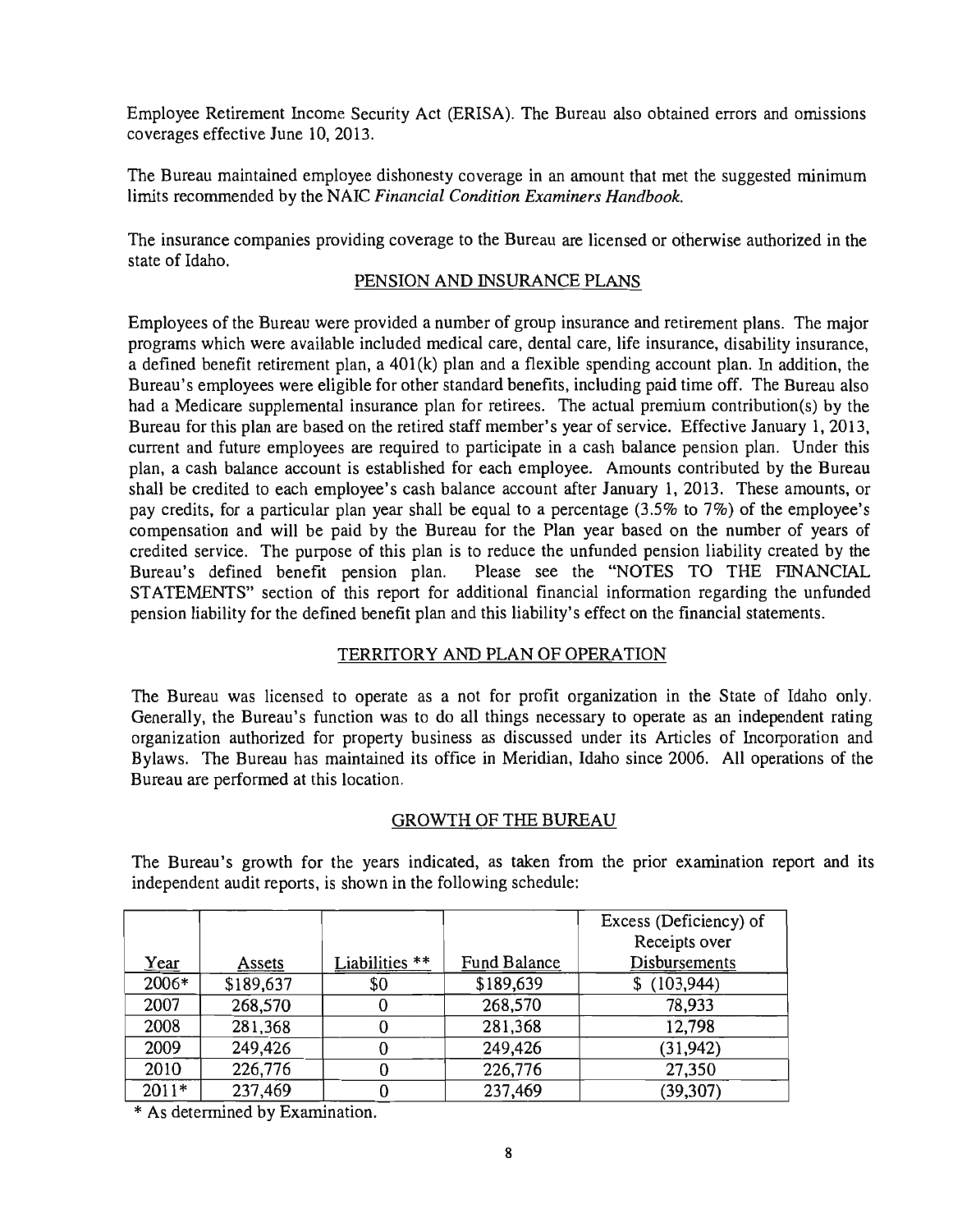Employee Retirement Income Security Act (ERISA). The Bureau also obtained errors and omissions coverages effective June 10, 2013.

The Bureau maintained employee dishonesty coverage in an amount that met the suggested minimum limits recommended by the NAIC *Financial Condition Examiners Handbook.*

The insurance companies providing coverage to the Bureau are licensed or otherwise authorized in the state of Idaho.

## PENSION AND INSURANCE PLANS

Employees of the Bureau were provided a number of group insurance and retirement plans. The major programs which were available included medical care, dental care, life insurance, disability insurance, a defined benefit retirement plan, a 401(k) plan and a flexible spending account plan. In addition, the Bureau's employees were eligible for other standard benefits, including paid time off. The Bureau also had a Medicare supplemental insurance plan for retirees. The actual premium contribution(s) by the Bureau for this plan are based on the retired staff member's year of service. Effective January 1, 2013, current and future employees are required to participate in a cash balance pension plan. Under this plan, a cash balance account is established for each employee. Amounts contributed by the Bureau shall be credited to each employee's cash balance account after January 1, 2013. These amounts, or pay credits, for a particular plan year shall be equal to a percentage (3.5% to 7%) of the employee's compensation and will be paid by the Bureau for the Plan year based on the number of years of credited service. The purpose of this plan is to reduce the unfunded pension liability created by the Bureau's defined benefit pension plan. Please see the "NOTES TO THE FINANCIAL STATEMENTS" section of this report for additional financial information regarding the unfunded pension liability for the defined benefit plan and this liability's effect on the financial statements.

## TERRITORY AND PLAN OF OPERATION

The Bureau was licensed to operate as a not for profit organization in the State of Idaho only. Generally, the Bureau's function was to do all things necessary to operate as an independent rating organization authorized for property business as discussed under its Articles of Incorporation and Bylaws. The Bureau has maintained its office in Meridian, Idaho since 2006. All operations of the Bureau are performed at this location.

## GROWTH OF THE BUREAU

The Bureau's growth for the years indicated, as taken from the prior examination report and its independent audit reports, is shown in the following schedule:

| Year | Assets | Liabilities ** | Fund Balance | Excess (Deficiency) of Receipts over Disbursements |
|---|---|---|---|---|
| 2006* | $189,637 | $0 | $189,639 | $ (103,944) |
| 2007 | 268,570 | 0 | 268,570 | 78,933 |
| 2008 | 281,368 | 0 | 281,368 | 12,798 |
| 2009 | 249,426 | 0 | 249,426 | (31,942) |
| 2010 | 226,776 | 0 | 226,776 | 27,350 |
| 2011* | 237,469 | 0 | 237,469 | (39,307) |

* As determined by Examination.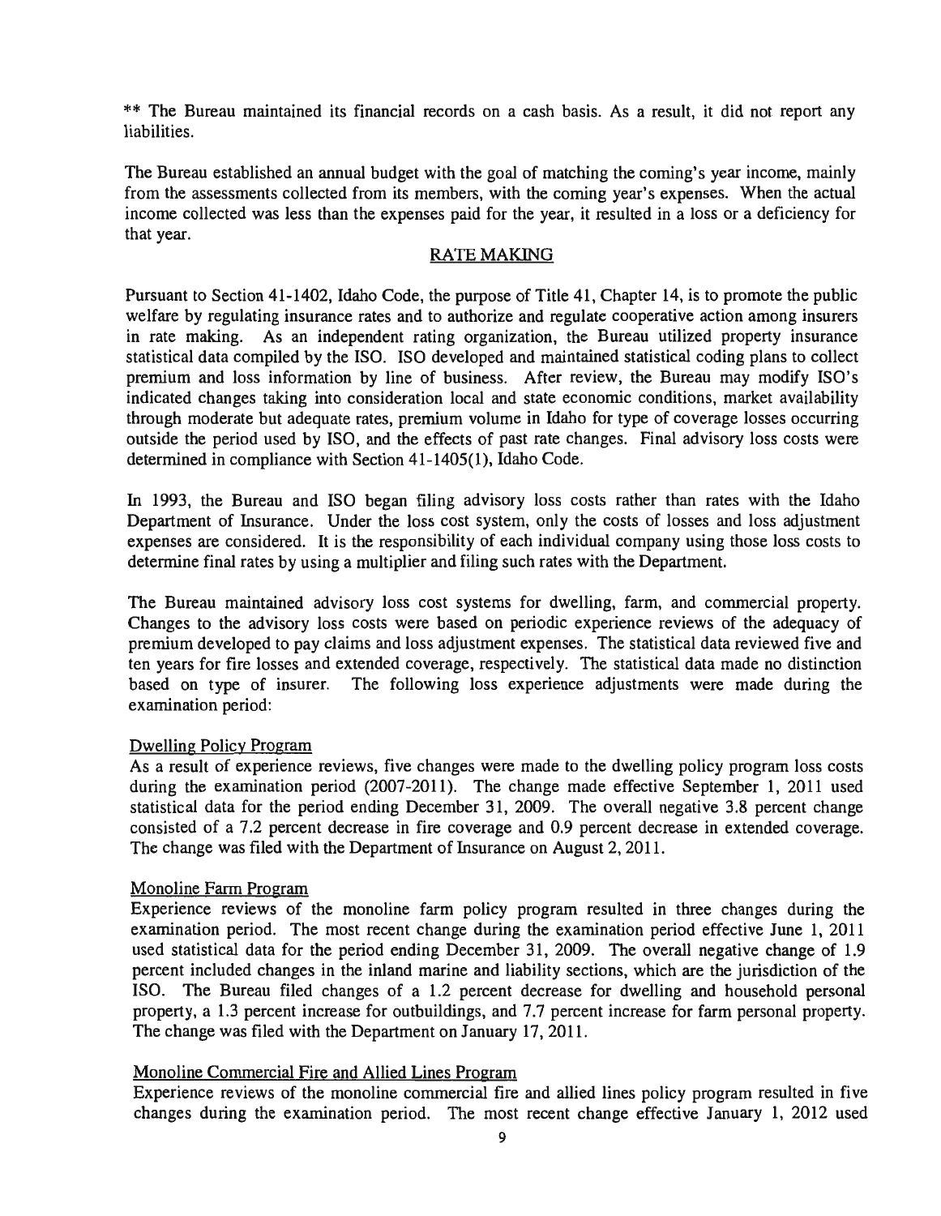** The Bureau maintained its financial records on a cash basis. As a result, it did not report any liabilities.

The Bureau established an annual budget with the goal of matching the coming's year income, mainly from the assessments collected from its members, with the coming year's expenses. When the actual income collected was less than the expenses paid for the year, it resulted in a loss or a deficiency for that year.

## RATE MAKING

Pursuant to Section 41-1402, Idaho Code, the purpose of Title 41, Chapter 14, is to promote the public welfare by regulating insurance rates and to authorize and regulate cooperative action among insurers in rate making. As an independent rating organization, the Bureau utilized property insurance statistical data compiled by the ISO. ISO developed and maintained statistical coding plans to collect premium and loss information by line of business. After review, the Bureau may modify ISO's indicated changes taking into consideration local and state economic conditions, market availability through moderate but adequate rates, premium volume in Idaho for type of coverage losses occurring outside the period used by ISO, and the effects of past rate changes. Final advisory loss costs were determined in compliance with Section 41-1405(1), Idaho Code.

In 1993, the Bureau and ISO began filing advisory loss costs rather than rates with the Idaho Department of Insurance. Under the loss cost system, only the costs of losses and loss adjustment expenses are considered. It is the responsibility of each individual company using those loss costs to determine final rates by using a multiplier and filing such rates with the Department.

The Bureau maintained advisory loss cost systems for dwelling, farm, and commercial property. Changes to the advisory loss costs were based on periodic experience reviews of the adequacy of premium developed to pay claims and loss adjustment expenses. The statistical data reviewed five and ten years for fire losses and extended coverage, respectively. The statistical data made no distinction based on type of insurer. The following loss experience adjustments were made during the examination period:

### Dwelling Policy Program

As a result of experience reviews, five changes were made to the dwelling policy program loss costs during the examination period (2007-2011). The change made effective September 1, 2011 used statistical data for the period ending December 31, 2009. The overall negative 3.8 percent change consisted of a 7.2 percent decrease in fire coverage and 0.9 percent decrease in extended coverage. The change was filed with the Department of Insurance on August 2, 2011.

### Monoline Farm Program

Experience reviews of the monoline farm policy program resulted in three changes during the examination period. The most recent change during the examination period effective June 1, 2011 used statistical data for the period ending December 31, 2009. The overall negative change of 1.9 percent included changes in the inland marine and liability sections, which are the jurisdiction of the ISO. The Bureau filed changes of a 1.2 percent decrease for dwelling and household personal property, a 1.3 percent increase for outbuildings, and 7.7 percent increase for farm personal property. The change was filed with the Department on January 17, 2011.

### Monoline Commercial Fire and Allied Lines Program

Experience reviews of the monoline commercial fire and allied lines policy program resulted in five changes during the examination period. The most recent change effective January 1, 2012 used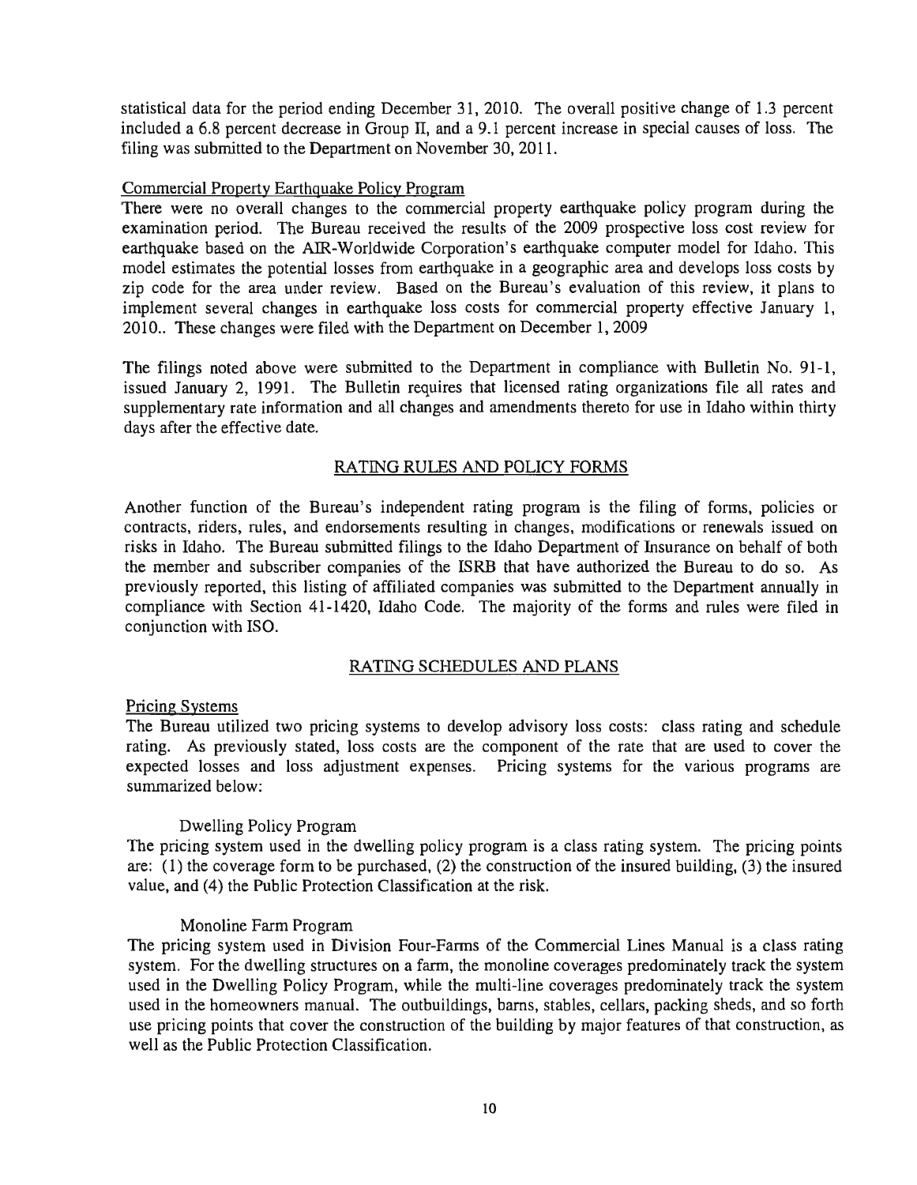statistical data for the period ending December 31, 2010. The overall positive change of 1.3 percent included a 6.8 percent decrease in Group II, and a 9.1 percent increase in special causes of loss. The filing was submitted to the Department on November 30, 2011.

Commercial Property Earthquake Policy Program

There were no overall changes to the commercial property earthquake policy program during the examination period. The Bureau received the results of the 2009 prospective loss cost review for earthquake based on the AIR-Worldwide Corporation's earthquake computer model for Idaho. This model estimates the potential losses from earthquake in a geographic area and develops loss costs by zip code for the area under review. Based on the Bureau's evaluation of this review, it plans to implement several changes in earthquake loss costs for commercial property effective January 1, 2010.. These changes were filed with the Department on December 1, 2009

The filings noted above were submitted to the Department in compliance with Bulletin No. 91-1, issued January 2, 1991. The Bulletin requires that licensed rating organizations file all rates and supplementary rate information and all changes and amendments thereto for use in Idaho within thirty days after the effective date.

## RATING RULES AND POLICY FORMS

Another function of the Bureau's independent rating program is the filing of forms, policies or contracts, riders, rules, and endorsements resulting in changes, modifications or renewals issued on risks in Idaho. The Bureau submitted filings to the Idaho Department of Insurance on behalf of both the member and subscriber companies of the ISRB that have authorized the Bureau to do so. As previously reported, this listing of affiliated companies was submitted to the Department annually in compliance with Section 41-1420, Idaho Code. The majority of the forms and rules were filed in conjunction with ISO.

## RATING SCHEDULES AND PLANS

Pricing Systems

The Bureau utilized two pricing systems to develop advisory loss costs: class rating and schedule rating. As previously stated, loss costs are the component of the rate that are used to cover the expected losses and loss adjustment expenses. Pricing systems for the various programs are summarized below:

Dwelling Policy Program

The pricing system used in the dwelling policy program is a class rating system. The pricing points are: (1) the coverage form to be purchased, (2) the construction of the insured building, (3) the insured value, and (4) the Public Protection Classification at the risk.

Monoline Farm Program

The pricing system used in Division Four-Farms of the Commercial Lines Manual is a class rating system. For the dwelling structures on a farm, the monoline coverages predominately track the system used in the Dwelling Policy Program, while the multi-line coverages predominately track the system used in the homeowners manual. The outbuildings, barns, stables, cellars, packing sheds, and so forth use pricing points that cover the construction of the building by major features of that construction, as well as the Public Protection Classification.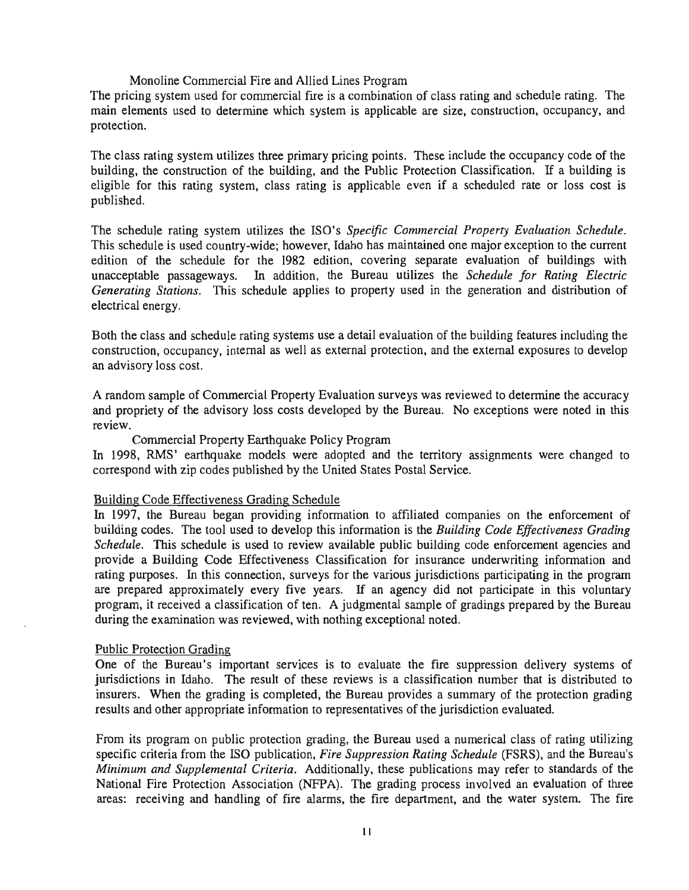### Monoline Commercial Fire and Allied Lines Program

The pricing system used for commercial fire is a combination of class rating and schedule rating. The main elements used to determine which system is applicable are size, construction, occupancy, and protection.

The class rating system utilizes three primary pricing points. These include the occupancy code of the building, the construction of the building, and the Public Protection Classification. If a building is eligible for this rating system, class rating is applicable even if a scheduled rate or loss cost is published.

The schedule rating system utilizes the ISO's *Specific Commercial Property Evaluation Schedule*. This schedule is used country-wide; however, Idaho has maintained one major exception to the current edition of the schedule for the 1982 edition, covering separate evaluation of buildings with unacceptable passageways. In addition, the Bureau utilizes the *Schedule for Rating Electric Generating Stations*. This schedule applies to property used in the generation and distribution of electrical energy.

Both the class and schedule rating systems use a detail evaluation of the building features including the construction, occupancy, internal as well as external protection, and the external exposures to develop an advisory loss cost.

A random sample of Commercial Property Evaluation surveys was reviewed to determine the accuracy and propriety of the advisory loss costs developed by the Bureau. No exceptions were noted in this review.

### Commercial Property Earthquake Policy Program

In 1998, RMS' earthquake models were adopted and the territory assignments were changed to correspond with zip codes published by the United States Postal Service.

## Building Code Effectiveness Grading Schedule

In 1997, the Bureau began providing information to affiliated companies on the enforcement of building codes. The tool used to develop this information is the *Building Code Effectiveness Grading Schedule*. This schedule is used to review available public building code enforcement agencies and provide a Building Code Effectiveness Classification for insurance underwriting information and rating purposes. In this connection, surveys for the various jurisdictions participating in the program are prepared approximately every five years. If an agency did not participate in this voluntary program, it received a classification of ten. A judgmental sample of gradings prepared by the Bureau during the examination was reviewed, with nothing exceptional noted.

## Public Protection Grading

One of the Bureau's important services is to evaluate the fire suppression delivery systems of jurisdictions in Idaho. The result of these reviews is a classification number that is distributed to insurers. When the grading is completed, the Bureau provides a summary of the protection grading results and other appropriate information to representatives of the jurisdiction evaluated.

From its program on public protection grading, the Bureau used a numerical class of rating utilizing specific criteria from the ISO publication, *Fire Suppression Rating Schedule* (FSRS), and the Bureau's *Minimum and Supplemental Criteria*. Additionally, these publications may refer to standards of the National Fire Protection Association (NFPA). The grading process involved an evaluation of three areas: receiving and handling of fire alarms, the fire department, and the water system. The fire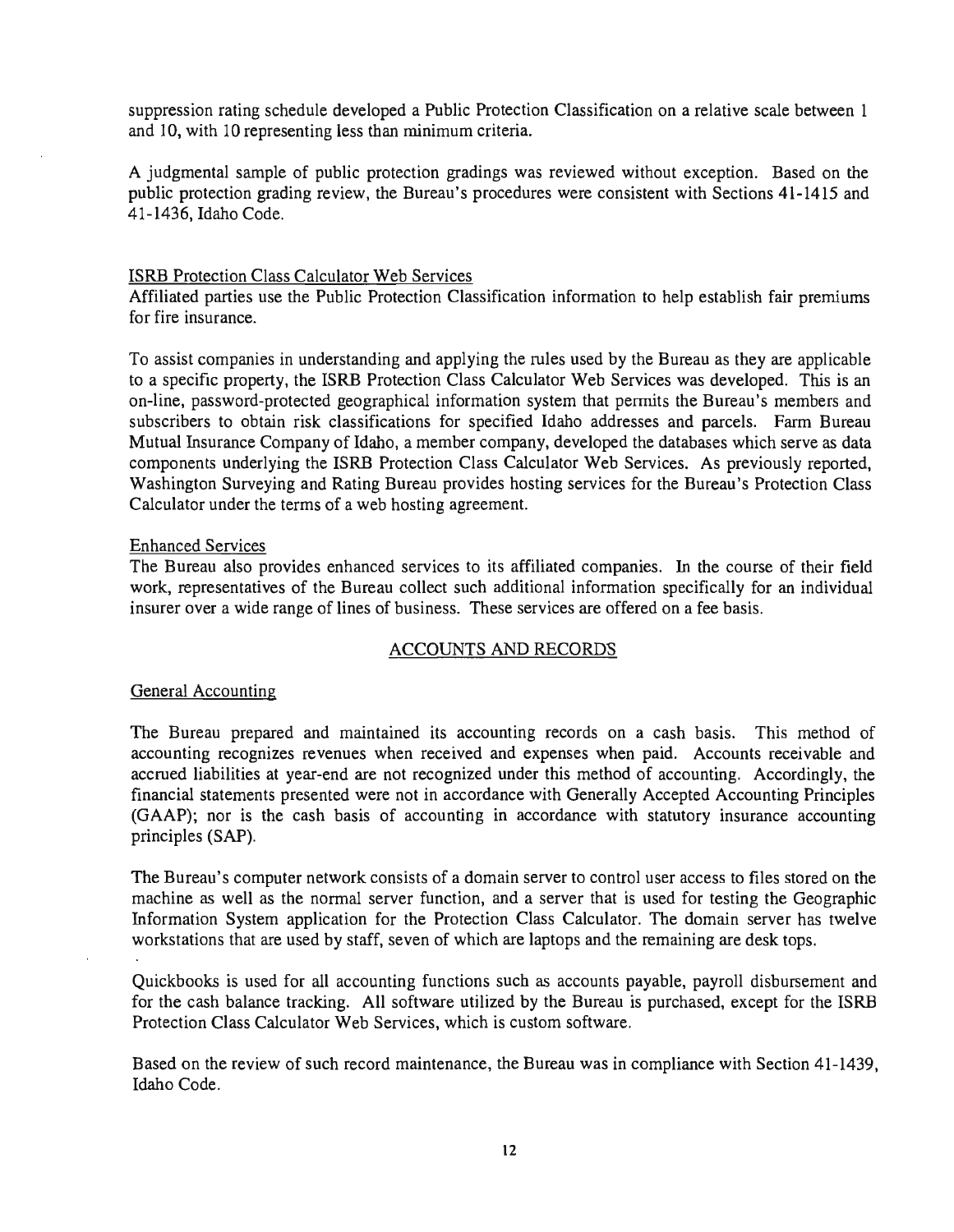suppression rating schedule developed a Public Protection Classification on a relative scale between 1 and 10, with 10 representing less than minimum criteria.

A judgmental sample of public protection gradings was reviewed without exception. Based on the public protection grading review, the Bureau's procedures were consistent with Sections 41-1415 and 41-1436, Idaho Code.

ISRB Protection Class Calculator Web Services

Affiliated parties use the Public Protection Classification information to help establish fair premiums for fire insurance.

To assist companies in understanding and applying the rules used by the Bureau as they are applicable to a specific property, the ISRB Protection Class Calculator Web Services was developed. This is an on-line, password-protected geographical information system that permits the Bureau's members and subscribers to obtain risk classifications for specified Idaho addresses and parcels. Farm Bureau Mutual Insurance Company of Idaho, a member company, developed the databases which serve as data components underlying the ISRB Protection Class Calculator Web Services. As previously reported, Washington Surveying and Rating Bureau provides hosting services for the Bureau's Protection Class Calculator under the terms of a web hosting agreement.

Enhanced Services

The Bureau also provides enhanced services to its affiliated companies. In the course of their field work, representatives of the Bureau collect such additional information specifically for an individual insurer over a wide range of lines of business. These services are offered on a fee basis.

## ACCOUNTS AND RECORDS

General Accounting

The Bureau prepared and maintained its accounting records on a cash basis. This method of accounting recognizes revenues when received and expenses when paid. Accounts receivable and accrued liabilities at year-end are not recognized under this method of accounting. Accordingly, the financial statements presented were not in accordance with Generally Accepted Accounting Principles (GAAP); nor is the cash basis of accounting in accordance with statutory insurance accounting principles (SAP).

The Bureau's computer network consists of a domain server to control user access to files stored on the machine as well as the normal server function, and a server that is used for testing the Geographic Information System application for the Protection Class Calculator. The domain server has twelve workstations that are used by staff, seven of which are laptops and the remaining are desk tops.

Quickbooks is used for all accounting functions such as accounts payable, payroll disbursement and for the cash balance tracking. All software utilized by the Bureau is purchased, except for the ISRB Protection Class Calculator Web Services, which is custom software.

Based on the review of such record maintenance, the Bureau was in compliance with Section 41-1439, Idaho Code.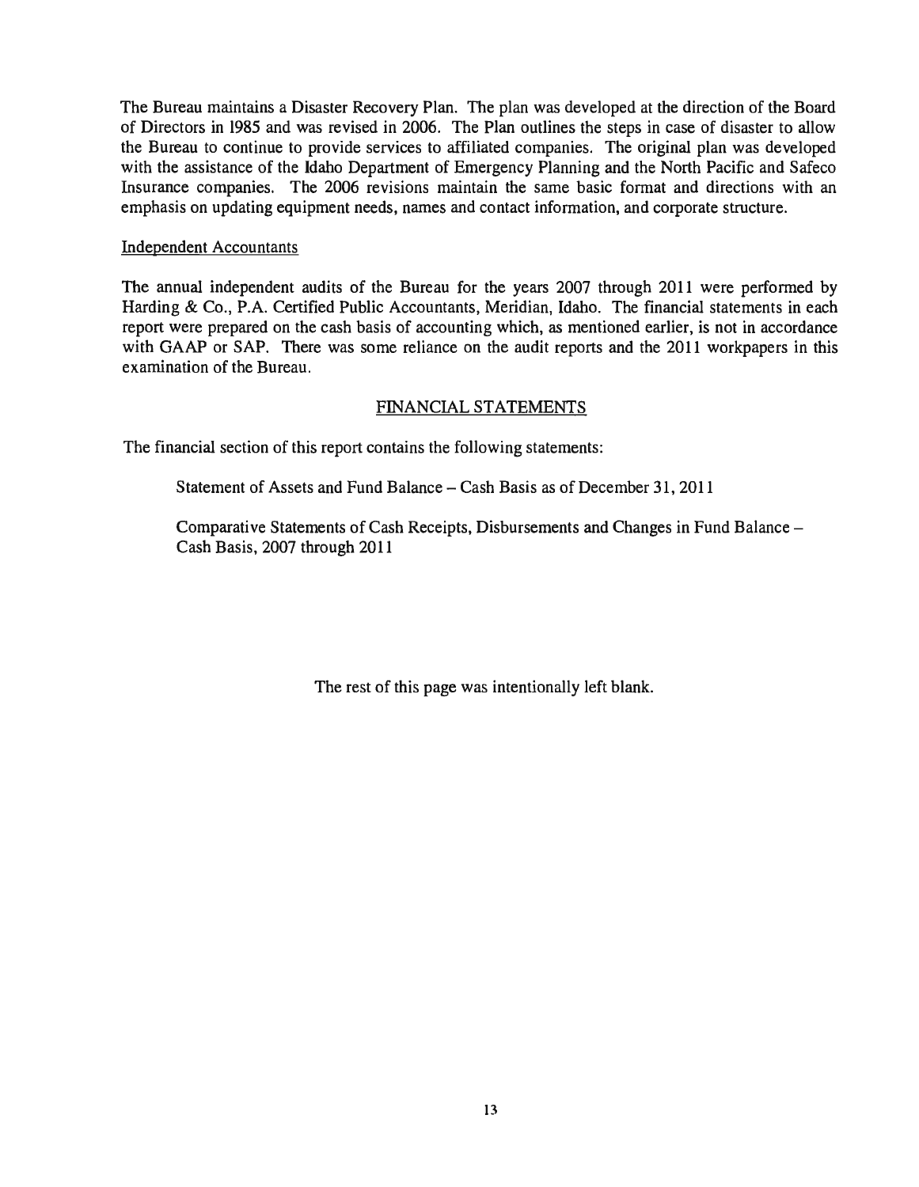The Bureau maintains a Disaster Recovery Plan. The plan was developed at the direction of the Board of Directors in 1985 and was revised in 2006. The Plan outlines the steps in case of disaster to allow the Bureau to continue to provide services to affiliated companies. The original plan was developed with the assistance of the Idaho Department of Emergency Planning and the North Pacific and Safeco Insurance companies. The 2006 revisions maintain the same basic format and directions with an emphasis on updating equipment needs, names and contact information, and corporate structure.

Independent Accountants

The annual independent audits of the Bureau for the years 2007 through 2011 were performed by Harding & Co., P.A. Certified Public Accountants, Meridian, Idaho. The financial statements in each report were prepared on the cash basis of accounting which, as mentioned earlier, is not in accordance with GAAP or SAP. There was some reliance on the audit reports and the 2011 workpapers in this examination of the Bureau.

## FINANCIAL STATEMENTS

The financial section of this report contains the following statements:

Statement of Assets and Fund Balance – Cash Basis as of December 31, 2011

Comparative Statements of Cash Receipts, Disbursements and Changes in Fund Balance – Cash Basis, 2007 through 2011

The rest of this page was intentionally left blank.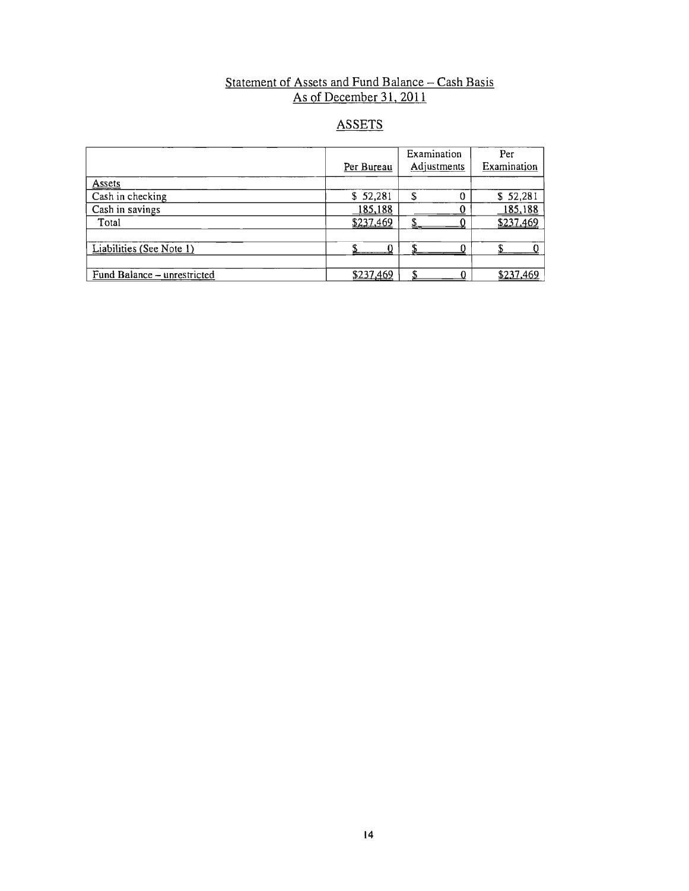## Statement of Assets and Fund Balance – Cash Basis
## As of December 31, 2011

## ASSETS

| | Per Bureau | Examination Adjustments | Per Examination |
|---|---|---|---|
| Assets | | | |
| Cash in checking | $ 52,281 | $ 0 | $ 52,281 |
| Cash in savings | 185,188 | 0 | 185,188 |
| Total | $237,469 | $ 0 | $237,469 |
| | | | |
| Liabilities (See Note 1) | $ 0 | $ 0 | $ 0 |
| | | | |
| Fund Balance – unrestricted | $237,469 | $ 0 | $237,469 |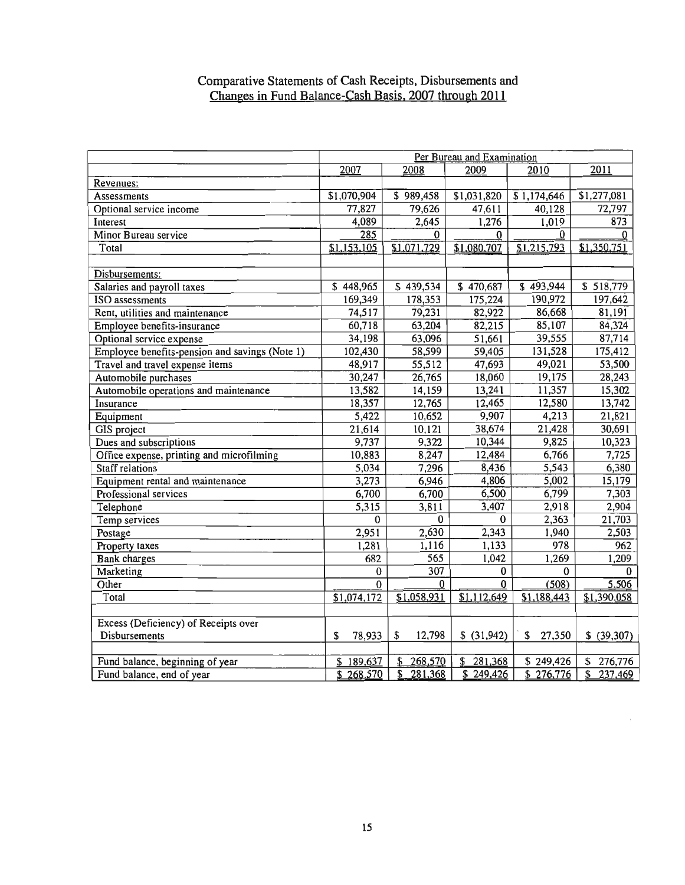# Comparative Statements of Cash Receipts, Disbursements and Changes in Fund Balance-Cash Basis, 2007 through 2011

| | Per Bureau and Examination | | | | |
|---|---|---|---|---|---|
| | 2007 | 2008 | 2009 | 2010 | 2011 |
| Revenues: | | | | | |
| Assessments | $1,070,904 | $ 989,458 | $1,031,820 | $ 1,174,646 | $1,277,081 |
| Optional service income | 77,827 | 79,626 | 47,611 | 40,128 | 72,797 |
| Interest | 4,089 | 2,645 | 1,276 | 1,019 | 873 |
| Minor Bureau service | 285 | 0 | 0 | 0 | 0 |
| Total | $1,153,105 | $1,071,729 | $1,080,707 | $1,215,793 | $1,350,751 |
| | | | | | |
| Disbursements: | | | | | |
| Salaries and payroll taxes | $ 448,965 | $ 439,534 | $ 470,687 | $ 493,944 | $ 518,779 |
| ISO assessments | 169,349 | 178,353 | 175,224 | 190,972 | 197,642 |
| Rent, utilities and maintenance | 74,517 | 79,231 | 82,922 | 86,668 | 81,191 |
| Employee benefits-insurance | 60,718 | 63,204 | 82,215 | 85,107 | 84,324 |
| Optional service expense | 34,198 | 63,096 | 51,661 | 39,555 | 87,714 |
| Employee benefits-pension and savings (Note 1) | 102,430 | 58,599 | 59,405 | 131,528 | 175,412 |
| Travel and travel expense items | 48,917 | 55,512 | 47,693 | 49,021 | 53,500 |
| Automobile purchases | 30,247 | 26,765 | 18,060 | 19,175 | 28,243 |
| Automobile operations and maintenance | 13,582 | 14,159 | 13,241 | 11,357 | 15,302 |
| Insurance | 18,357 | 12,765 | 12,465 | 12,580 | 13,742 |
| Equipment | 5,422 | 10,652 | 9,907 | 4,213 | 21,821 |
| GIS project | 21,614 | 10,121 | 38,674 | 21,428 | 30,691 |
| Dues and subscriptions | 9,737 | 9,322 | 10,344 | 9,825 | 10,323 |
| Office expense, printing and microfilming | 10,883 | 8,247 | 12,484 | 6,766 | 7,725 |
| Staff relations | 5,034 | 7,296 | 8,436 | 5,543 | 6,380 |
| Equipment rental and maintenance | 3,273 | 6,946 | 4,806 | 5,002 | 15,179 |
| Professional services | 6,700 | 6,700 | 6,500 | 6,799 | 7,303 |
| Telephone | 5,315 | 3,811 | 3,407 | 2,918 | 2,904 |
| Temp services | 0 | 0 | 0 | 2,363 | 21,703 |
| Postage | 2,951 | 2,630 | 2,343 | 1,940 | 2,503 |
| Property taxes | 1,281 | 1,116 | 1,133 | 978 | 962 |
| Bank charges | 682 | 565 | 1,042 | 1,269 | 1,209 |
| Marketing | 0 | 307 | 0 | 0 | 0 |
| Other | 0 | 0 | 0 | (508) | 5,506 |
| Total | $1,074,172 | $1,058,931 | $1,112,649 | $1,188,443 | $1,390,058 |
| | | | | | |
| Excess (Deficiency) of Receipts over Disbursements | $ 78,933 | $ 12,798 | $ (31,942) | $ 27,350 | $ (39,307) |
| | | | | | |
| Fund balance, beginning of year | $ 189,637 | $ 268,570 | $ 281,368 | $ 249,426 | $ 276,776 |
| Fund balance, end of year | $ 268,570 | $ 281,368 | $ 249,426 | $ 276,776 | $ 237,469 |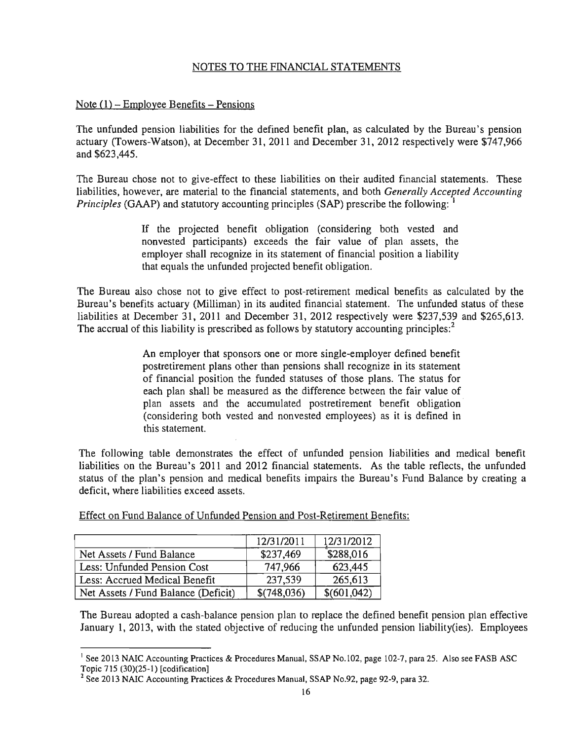## NOTES TO THE FINANCIAL STATEMENTS

### Note (1) – Employee Benefits – Pensions

The unfunded pension liabilities for the defined benefit plan, as calculated by the Bureau's pension actuary (Towers-Watson), at December 31, 2011 and December 31, 2012 respectively were $747,966 and $623,445.

The Bureau chose not to give-effect to these liabilities on their audited financial statements. These liabilities, however, are material to the financial statements, and both *Generally Accepted Accounting Principles* (GAAP) and statutory accounting principles (SAP) prescribe the following: [1]

> If the projected benefit obligation (considering both vested and nonvested participants) exceeds the fair value of plan assets, the employer shall recognize in its statement of financial position a liability that equals the unfunded projected benefit obligation.

The Bureau also chose not to give effect to post-retirement medical benefits as calculated by the Bureau's benefits actuary (Milliman) in its audited financial statement. The unfunded status of these liabilities at December 31, 2011 and December 31, 2012 respectively were $237,539 and $265,613. The accrual of this liability is prescribed as follows by statutory accounting principles:[2]

> An employer that sponsors one or more single-employer defined benefit postretirement plans other than pensions shall recognize in its statement of financial position the funded statuses of those plans. The status for each plan shall be measured as the difference between the fair value of plan assets and the accumulated postretirement benefit obligation (considering both vested and nonvested employees) as it is defined in this statement.

The following table demonstrates the effect of unfunded pension liabilities and medical benefit liabilities on the Bureau's 2011 and 2012 financial statements. As the table reflects, the unfunded status of the plan's pension and medical benefits impairs the Bureau's Fund Balance by creating a deficit, where liabilities exceed assets.

Effect on Fund Balance of Unfunded Pension and Post-Retirement Benefits:

| | 12/31/2011 | 12/31/2012 |
|---|---|---|
| Net Assets / Fund Balance | $237,469 | $288,016 |
| Less: Unfunded Pension Cost | 747,966 | 623,445 |
| Less: Accrued Medical Benefit | 237,539 | 265,613 |
| Net Assets / Fund Balance (Deficit) | $(748,036) | $(601,042) |

The Bureau adopted a cash-balance pension plan to replace the defined benefit pension plan effective January 1, 2013, with the stated objective of reducing the unfunded pension liability(ies). Employees

---

[1] See 2013 NAIC Accounting Practices & Procedures Manual, SSAP No.102, page 102-7, para 25. Also see FASB ASC Topic 715 (30)(25-1) [codification]

[2] See 2013 NAIC Accounting Practices & Procedures Manual, SSAP No.92, page 92-9, para 32.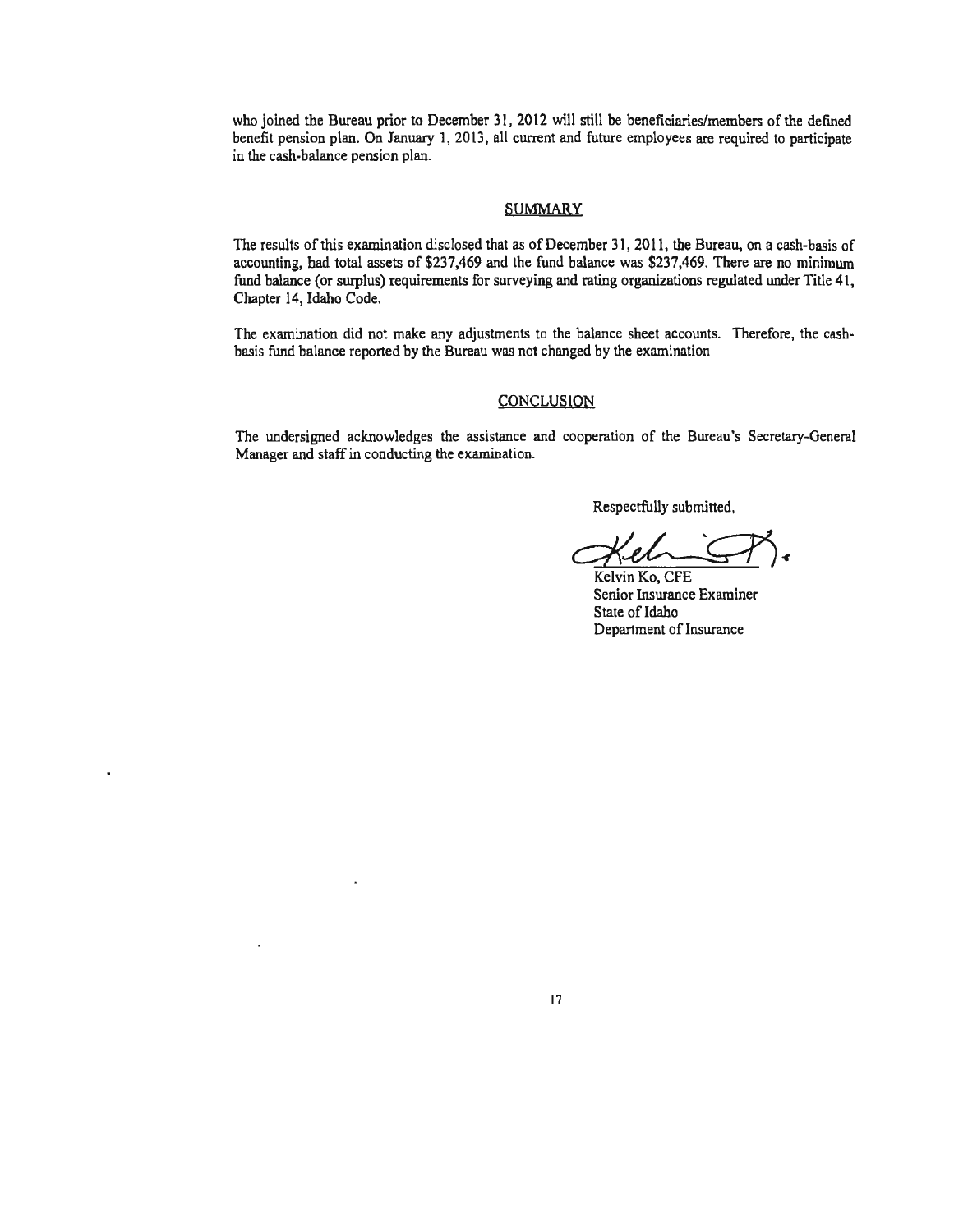who joined the Bureau prior to December 31, 2012 will still be beneficiaries/members of the defined benefit pension plan. On January 1, 2013, all current and future employees are required to participate in the cash-balance pension plan.

## SUMMARY

The results of this examination disclosed that as of December 31, 2011, the Bureau, on a cash-basis of accounting, had total assets of $237,469 and the fund balance was $237,469. There are no minimum fund balance (or surplus) requirements for surveying and rating organizations regulated under Title 41, Chapter 14, Idaho Code.

The examination did not make any adjustments to the balance sheet accounts. Therefore, the cash-basis fund balance reported by the Bureau was not changed by the examination

## CONCLUSION

The undersigned acknowledges the assistance and cooperation of the Bureau's Secretary-General Manager and staff in conducting the examination.

Respectfully submitted,

Kelvin Ko, CFE
Senior Insurance Examiner
State of Idaho
Department of Insurance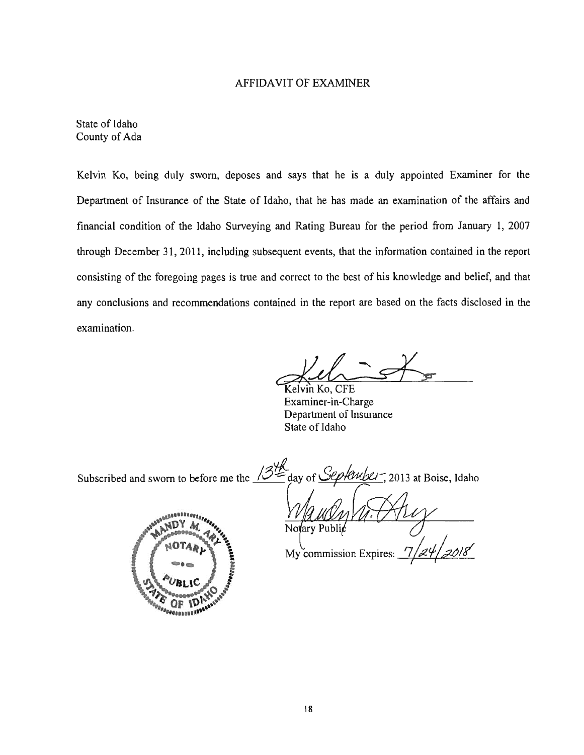# AFFIDAVIT OF EXAMINER

State of Idaho
County of Ada

Kelvin Ko, being duly sworn, deposes and says that he is a duly appointed Examiner for the Department of Insurance of the State of Idaho, that he has made an examination of the affairs and financial condition of the Idaho Surveying and Rating Bureau for the period from January 1, 2007 through December 31, 2011, including subsequent events, that the information contained in the report consisting of the foregoing pages is true and correct to the best of his knowledge and belief, and that any conclusions and recommendations contained in the report are based on the facts disclosed in the examination.

Kelvin Ko, CFE
Examiner-in-Charge
Department of Insurance
State of Idaho

Subscribed and sworn to before me the 13th day of September, 2013 at Boise, Idaho

Notary Public

My commission Expires: 7/24/2018

MANDY M. ARY
NOTARY PUBLIC
STATE OF IDAHO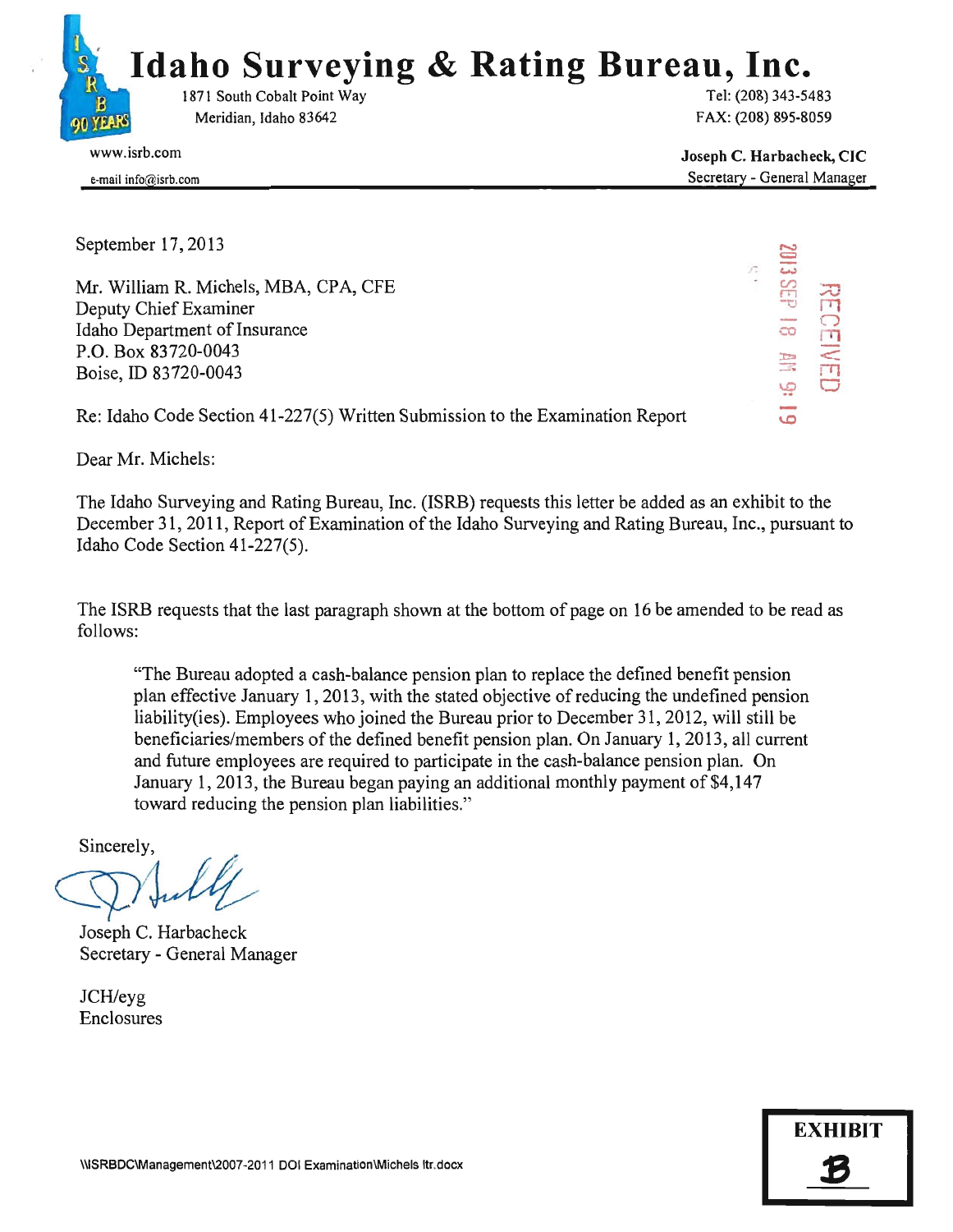# Idaho Surveying & Rating Bureau, Inc.

1871 South Cobalt Point Way
Meridian, Idaho 83642

Tel: (208) 343-5483
FAX: (208) 895-8059

www.isrb.com
e-mail info@isrb.com

**Joseph C. Harbacheck, CIC**
Secretary - General Manager

---

September 17, 2013

RECEIVED
2013 SEP 18 AM 9:19

Mr. William R. Michels, MBA, CPA, CFE
Deputy Chief Examiner
Idaho Department of Insurance
P.O. Box 83720-0043
Boise, ID 83720-0043

Re: Idaho Code Section 41-227(5) Written Submission to the Examination Report

Dear Mr. Michels:

The Idaho Surveying and Rating Bureau, Inc. (ISRB) requests this letter be added as an exhibit to the December 31, 2011, Report of Examination of the Idaho Surveying and Rating Bureau, Inc., pursuant to Idaho Code Section 41-227(5).

The ISRB requests that the last paragraph shown at the bottom of page on 16 be amended to be read as follows:

> "The Bureau adopted a cash-balance pension plan to replace the defined benefit pension plan effective January 1, 2013, with the stated objective of reducing the undefined pension liability(ies). Employees who joined the Bureau prior to December 31, 2012, will still be beneficiaries/members of the defined benefit pension plan. On January 1, 2013, all current and future employees are required to participate in the cash-balance pension plan. On January 1, 2013, the Bureau began paying an additional monthly payment of $4,147 toward reducing the pension plan liabilities."

Sincerely,

Joseph C. Harbacheck
Secretary - General Manager

JCH/eyg
Enclosures

\\ISRBDC\Management\2007-2011 DOI Examination\Michels ltr.docx

**EXHIBIT B**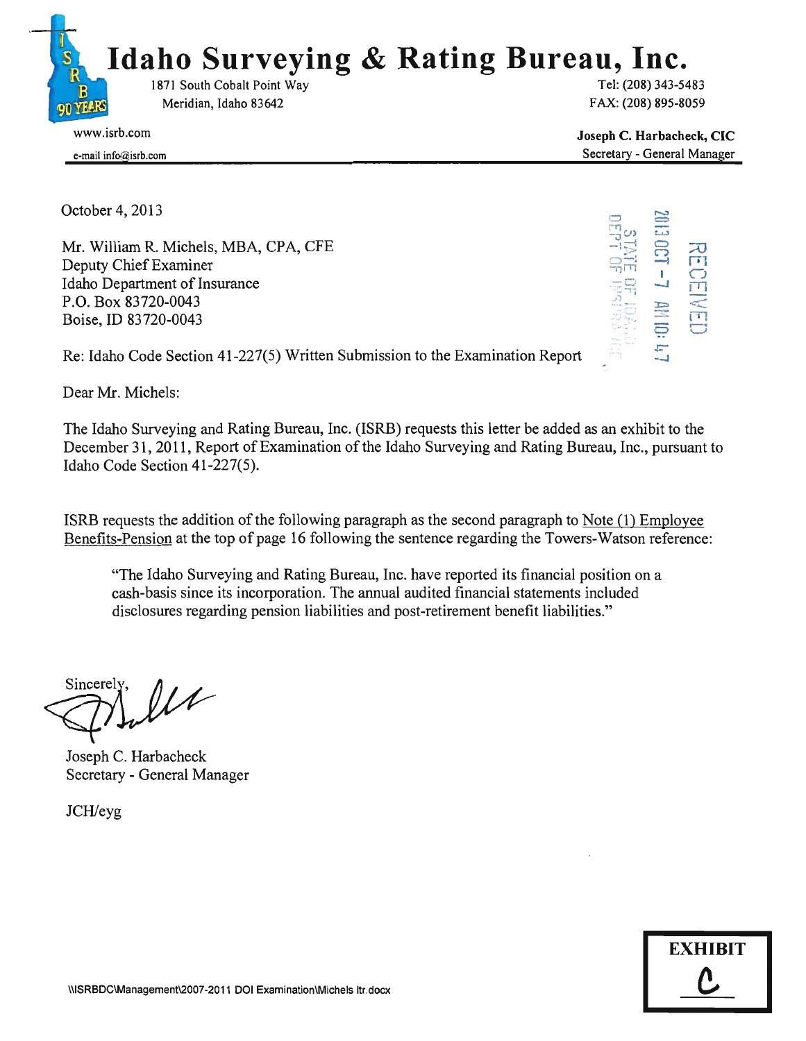# Idaho Surveying & Rating Bureau, Inc.

1871 South Cobalt Point Way
Meridian, Idaho 83642

Tel: (208) 343-5483
FAX: (208) 895-8059

www.isrb.com
e-mail info@isrb.com

**Joseph C. Harbacheck, CIC**
Secretary - General Manager

RECEIVED
2013 OCT -7 AM 10:47
STATE OF IDAHO
DEPT OF INSURANCE

October 4, 2013

Mr. William R. Michels, MBA, CPA, CFE
Deputy Chief Examiner
Idaho Department of Insurance
P.O. Box 83720-0043
Boise, ID 83720-0043

Re: Idaho Code Section 41-227(5) Written Submission to the Examination Report

Dear Mr. Michels:

The Idaho Surveying and Rating Bureau, Inc. (ISRB) requests this letter be added as an exhibit to the December 31, 2011, Report of Examination of the Idaho Surveying and Rating Bureau, Inc., pursuant to Idaho Code Section 41-227(5).

ISRB requests the addition of the following paragraph as the second paragraph to Note (1) Employee Benefits-Pension at the top of page 16 following the sentence regarding the Towers-Watson reference:

> "The Idaho Surveying and Rating Bureau, Inc. have reported its financial position on a cash-basis since its incorporation. The annual audited financial statements included disclosures regarding pension liabilities and post-retirement benefit liabilities."

Sincerely,

Joseph C. Harbacheck
Secretary - General Manager

JCH/eyg

\\ISRBDC\Management\2007-2011 DOI Examination\Michels ltr.docx

**EXHIBIT C**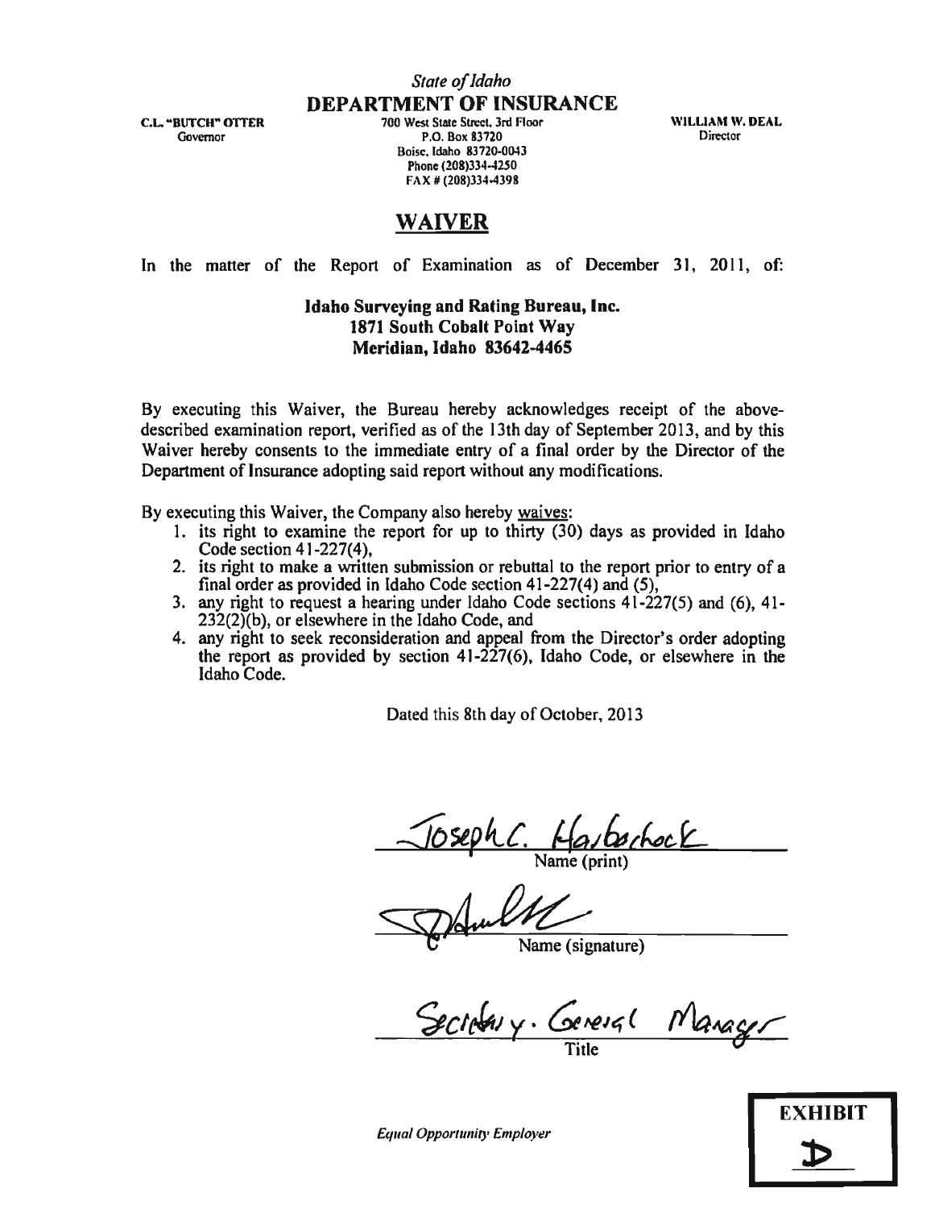*State of Idaho*

**DEPARTMENT OF INSURANCE**

C.L. "BUTCH" OTTER
Governor

700 West State Street, 3rd Floor
P.O. Box 83720
Boise, Idaho 83720-0043
Phone (208)334-4250
FAX # (208)334-4398

WILLIAM W. DEAL
Director

# WAIVER

In the matter of the Report of Examination as of December 31, 2011, of:

**Idaho Surveying and Rating Bureau, Inc.**
**1871 South Cobalt Point Way**
**Meridian, Idaho 83642-4465**

By executing this Waiver, the Bureau hereby acknowledges receipt of the above-described examination report, verified as of the 13th day of September 2013, and by this Waiver hereby consents to the immediate entry of a final order by the Director of the Department of Insurance adopting said report without any modifications.

By executing this Waiver, the Company also hereby waives:

1. its right to examine the report for up to thirty (30) days as provided in Idaho Code section 41-227(4),
2. its right to make a written submission or rebuttal to the report prior to entry of a final order as provided in Idaho Code section 41-227(4) and (5),
3. any right to request a hearing under Idaho Code sections 41-227(5) and (6), 41-232(2)(b), or elsewhere in the Idaho Code, and
4. any right to seek reconsideration and appeal from the Director's order adopting the report as provided by section 41-227(6), Idaho Code, or elsewhere in the Idaho Code.

Dated this 8th day of October, 2013

Joseph C. Harbachack
Name (print)

[signature]
Name (signature)

Secretary. General Manager
Title

*Equal Opportunity Employer*

EXHIBIT D